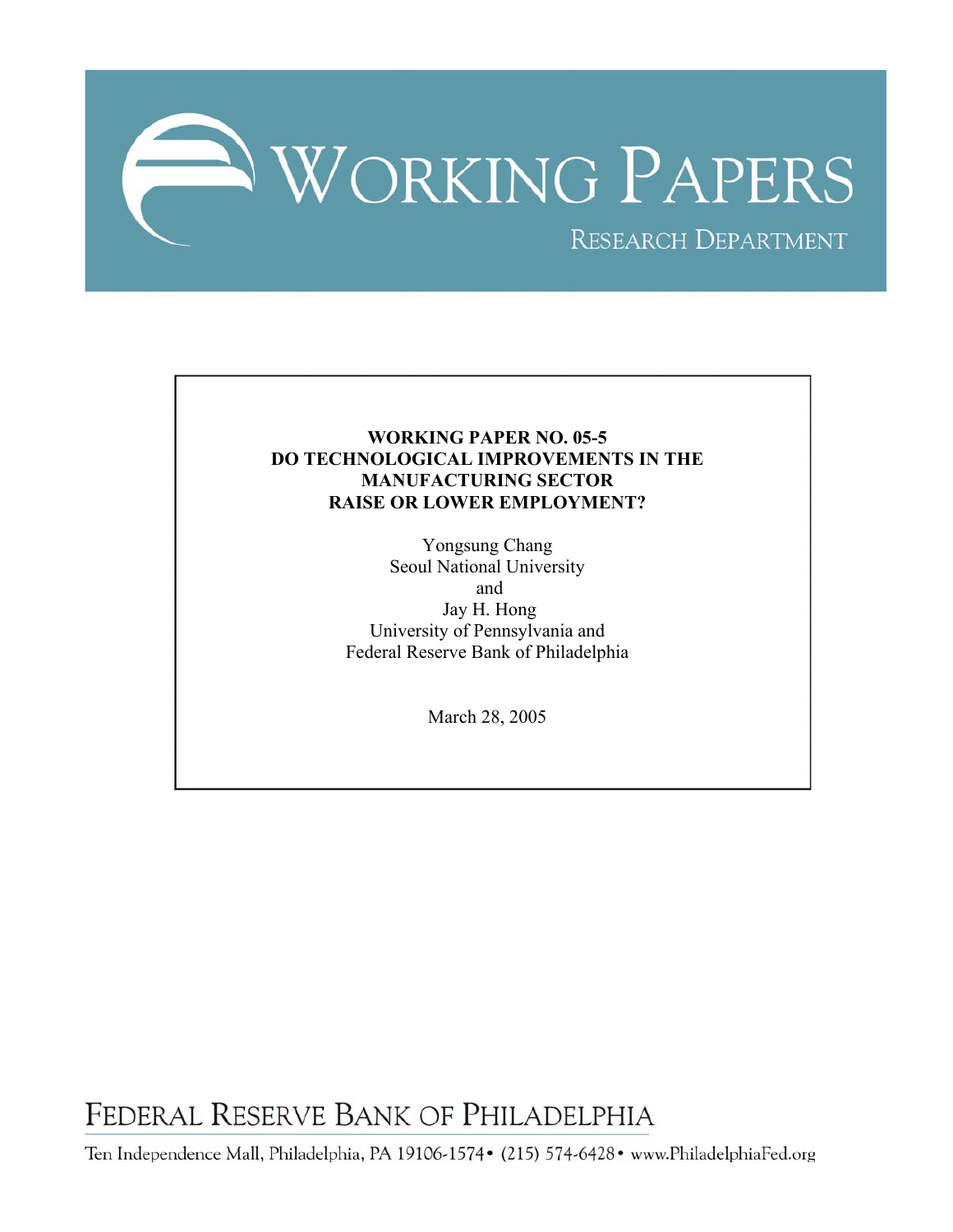# WORKING PAPERS

RESEARCH DEPARTMENT

**WORKING PAPER NO. 05-5**
**DO TECHNOLOGICAL IMPROVEMENTS IN THE MANUFACTURING SECTOR RAISE OR LOWER EMPLOYMENT?**

Yongsung Chang
Seoul National University
and
Jay H. Hong
University of Pennsylvania and
Federal Reserve Bank of Philadelphia

March 28, 2005

FEDERAL RESERVE BANK OF PHILADELPHIA

Ten Independence Mall, Philadelphia, PA 19106-1574 • (215) 574-6428 • www.PhiladelphiaFed.org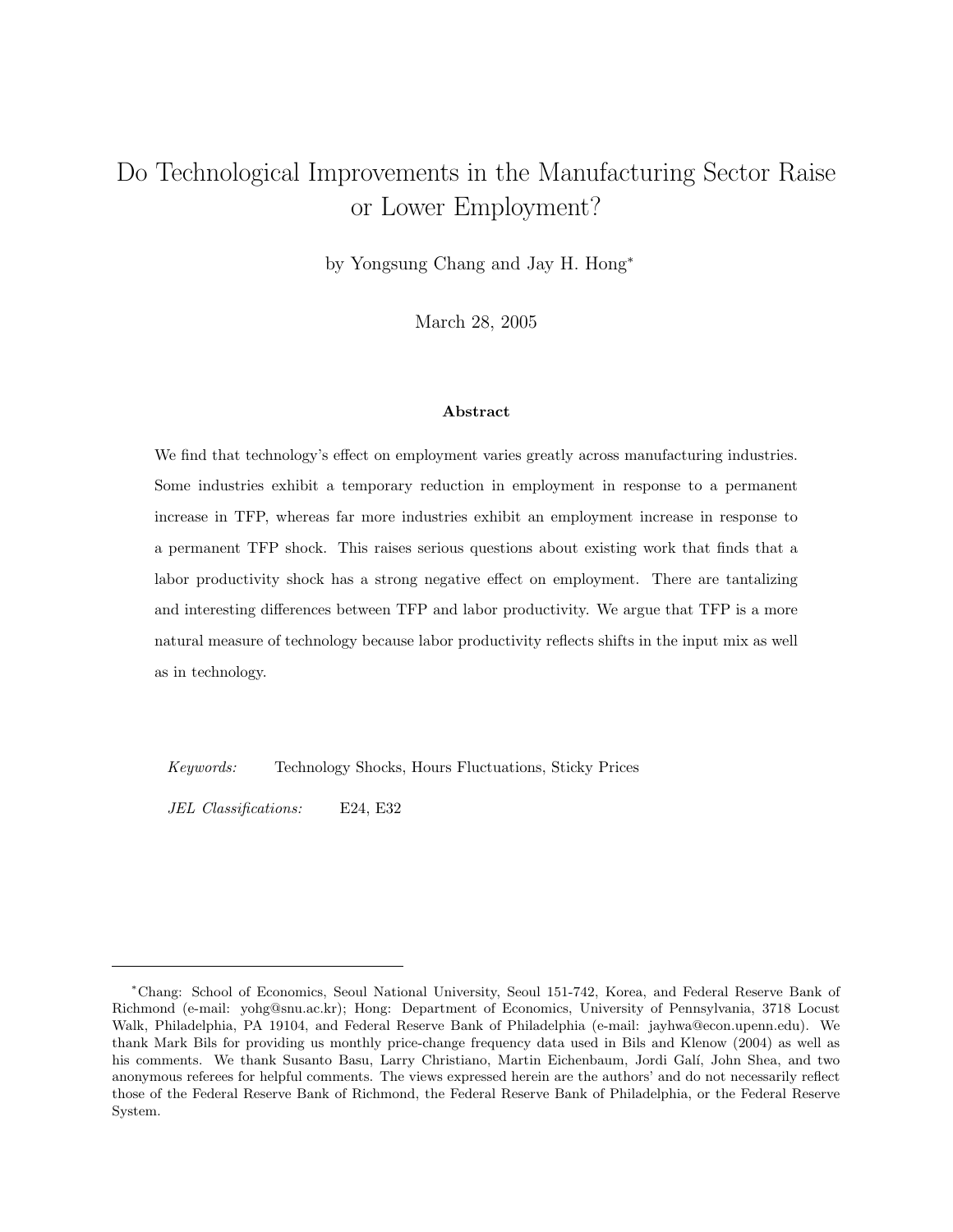# Do Technological Improvements in the Manufacturing Sector Raise or Lower Employment?

by Yongsung Chang and Jay H. Hong*

March 28, 2005

### Abstract

We find that technology's effect on employment varies greatly across manufacturing industries. Some industries exhibit a temporary reduction in employment in response to a permanent increase in TFP, whereas far more industries exhibit an employment increase in response to a permanent TFP shock. This raises serious questions about existing work that finds that a labor productivity shock has a strong negative effect on employment. There are tantalizing and interesting differences between TFP and labor productivity. We argue that TFP is a more natural measure of technology because labor productivity reflects shifts in the input mix as well as in technology.

*Keywords:* Technology Shocks, Hours Fluctuations, Sticky Prices

*JEL Classifications:* E24, E32

---

*Chang: School of Economics, Seoul National University, Seoul 151-742, Korea, and Federal Reserve Bank of Richmond (e-mail: yohg@snu.ac.kr); Hong: Department of Economics, University of Pennsylvania, 3718 Locust Walk, Philadelphia, PA 19104, and Federal Reserve Bank of Philadelphia (e-mail: jayhwa@econ.upenn.edu). We thank Mark Bils for providing us monthly price-change frequency data used in Bils and Klenow (2004) as well as his comments. We thank Susanto Basu, Larry Christiano, Martin Eichenbaum, Jordi Galí, John Shea, and two anonymous referees for helpful comments. The views expressed herein are the authors' and do not necessarily reflect those of the Federal Reserve Bank of Richmond, the Federal Reserve Bank of Philadelphia, or the Federal Reserve System.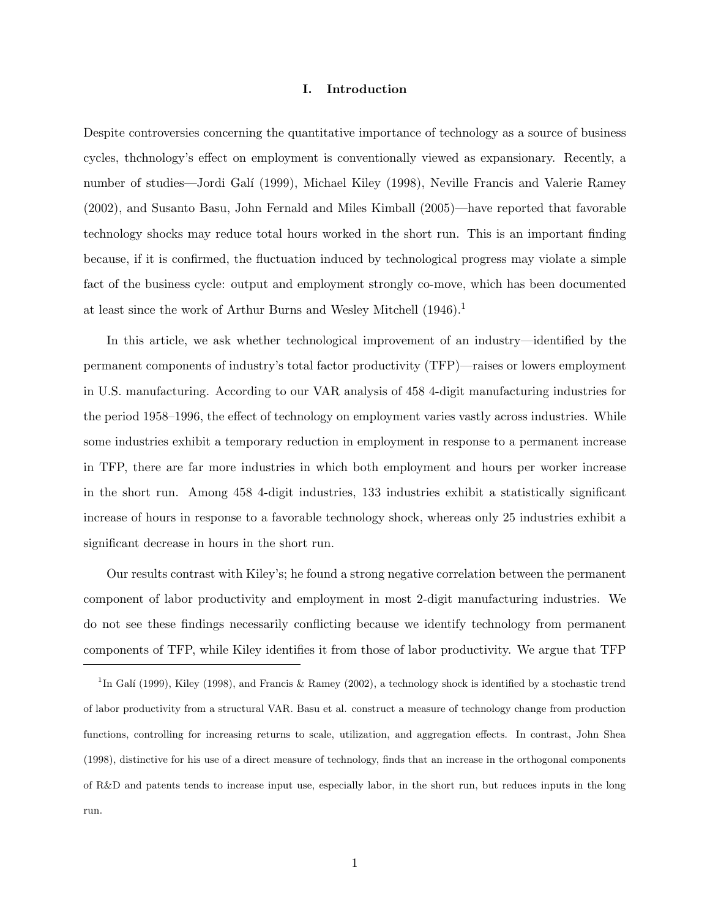## I. Introduction

Despite controversies concerning the quantitative importance of technology as a source of business cycles, thchnology's effect on employment is conventionally viewed as expansionary. Recently, a number of studies—Jordi Galí (1999), Michael Kiley (1998), Neville Francis and Valerie Ramey (2002), and Susanto Basu, John Fernald and Miles Kimball (2005)—have reported that favorable technology shocks may reduce total hours worked in the short run. This is an important finding because, if it is confirmed, the fluctuation induced by technological progress may violate a simple fact of the business cycle: output and employment strongly co-move, which has been documented at least since the work of Arthur Burns and Wesley Mitchell (1946).[1]

In this article, we ask whether technological improvement of an industry—identified by the permanent components of industry's total factor productivity (TFP)—raises or lowers employment in U.S. manufacturing. According to our VAR analysis of 458 4-digit manufacturing industries for the period 1958–1996, the effect of technology on employment varies vastly across industries. While some industries exhibit a temporary reduction in employment in response to a permanent increase in TFP, there are far more industries in which both employment and hours per worker increase in the short run. Among 458 4-digit industries, 133 industries exhibit a statistically significant increase of hours in response to a favorable technology shock, whereas only 25 industries exhibit a significant decrease in hours in the short run.

Our results contrast with Kiley's; he found a strong negative correlation between the permanent component of labor productivity and employment in most 2-digit manufacturing industries. We do not see these findings necessarily conflicting because we identify technology from permanent components of TFP, while Kiley identifies it from those of labor productivity. We argue that TFP

[1] In Galí (1999), Kiley (1998), and Francis & Ramey (2002), a technology shock is identified by a stochastic trend of labor productivity from a structural VAR. Basu et al. construct a measure of technology change from production functions, controlling for increasing returns to scale, utilization, and aggregation effects. In contrast, John Shea (1998), distinctive for his use of a direct measure of technology, finds that an increase in the orthogonal components of R&D and patents tends to increase input use, especially labor, in the short run, but reduces inputs in the long run.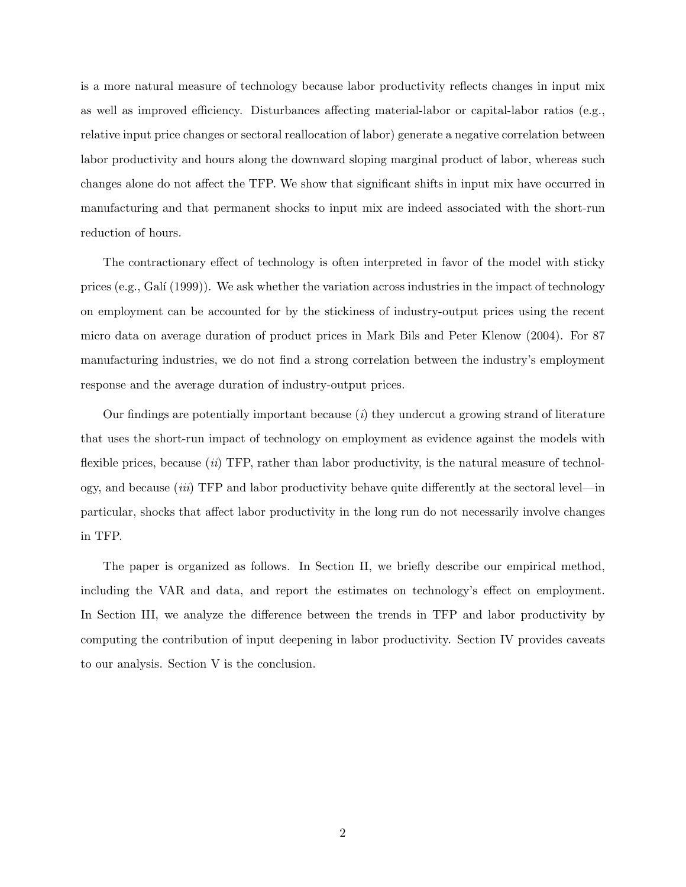is a more natural measure of technology because labor productivity reflects changes in input mix as well as improved efficiency. Disturbances affecting material-labor or capital-labor ratios (e.g., relative input price changes or sectoral reallocation of labor) generate a negative correlation between labor productivity and hours along the downward sloping marginal product of labor, whereas such changes alone do not affect the TFP. We show that significant shifts in input mix have occurred in manufacturing and that permanent shocks to input mix are indeed associated with the short-run reduction of hours.

The contractionary effect of technology is often interpreted in favor of the model with sticky prices (e.g., Galí (1999)). We ask whether the variation across industries in the impact of technology on employment can be accounted for by the stickiness of industry-output prices using the recent micro data on average duration of product prices in Mark Bils and Peter Klenow (2004). For 87 manufacturing industries, we do not find a strong correlation between the industry's employment response and the average duration of industry-output prices.

Our findings are potentially important because (*i*) they undercut a growing strand of literature that uses the short-run impact of technology on employment as evidence against the models with flexible prices, because (*ii*) TFP, rather than labor productivity, is the natural measure of technology, and because (*iii*) TFP and labor productivity behave quite differently at the sectoral level—in particular, shocks that affect labor productivity in the long run do not necessarily involve changes in TFP.

The paper is organized as follows. In Section II, we briefly describe our empirical method, including the VAR and data, and report the estimates on technology's effect on employment. In Section III, we analyze the difference between the trends in TFP and labor productivity by computing the contribution of input deepening in labor productivity. Section IV provides caveats to our analysis. Section V is the conclusion.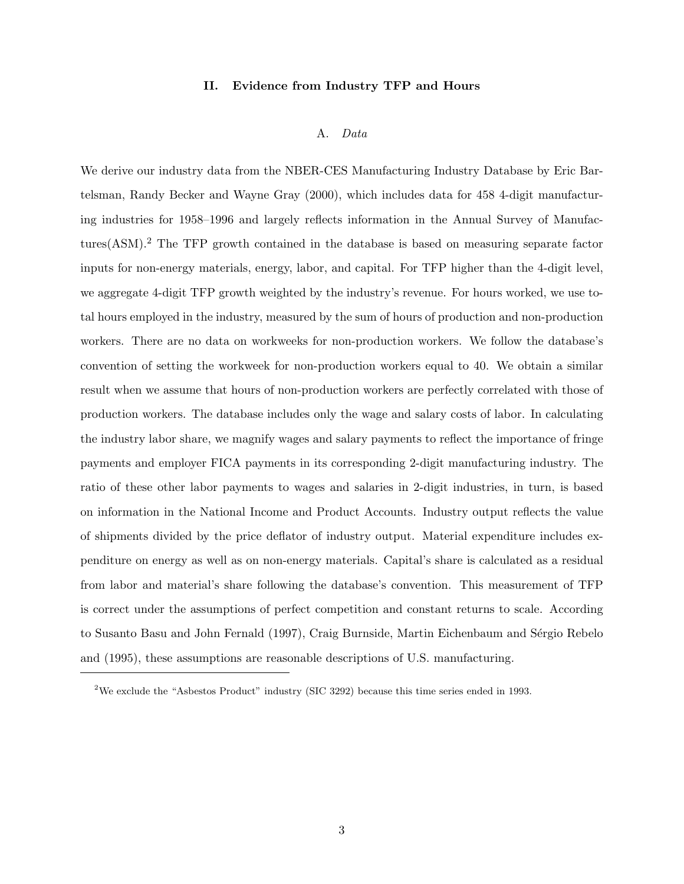## II. Evidence from Industry TFP and Hours

### A. *Data*

We derive our industry data from the NBER-CES Manufacturing Industry Database by Eric Bartelsman, Randy Becker and Wayne Gray (2000), which includes data for 458 4-digit manufacturing industries for 1958–1996 and largely reflects information in the Annual Survey of Manufactures(ASM).[2] The TFP growth contained in the database is based on measuring separate factor inputs for non-energy materials, energy, labor, and capital. For TFP higher than the 4-digit level, we aggregate 4-digit TFP growth weighted by the industry's revenue. For hours worked, we use total hours employed in the industry, measured by the sum of hours of production and non-production workers. There are no data on workweeks for non-production workers. We follow the database's convention of setting the workweek for non-production workers equal to 40. We obtain a similar result when we assume that hours of non-production workers are perfectly correlated with those of production workers. The database includes only the wage and salary costs of labor. In calculating the industry labor share, we magnify wages and salary payments to reflect the importance of fringe payments and employer FICA payments in its corresponding 2-digit manufacturing industry. The ratio of these other labor payments to wages and salaries in 2-digit industries, in turn, is based on information in the National Income and Product Accounts. Industry output reflects the value of shipments divided by the price deflator of industry output. Material expenditure includes expenditure on energy as well as on non-energy materials. Capital's share is calculated as a residual from labor and material's share following the database's convention. This measurement of TFP is correct under the assumptions of perfect competition and constant returns to scale. According to Susanto Basu and John Fernald (1997), Craig Burnside, Martin Eichenbaum and Sérgio Rebelo and (1995), these assumptions are reasonable descriptions of U.S. manufacturing.

[2] We exclude the "Asbestos Product" industry (SIC 3292) because this time series ended in 1993.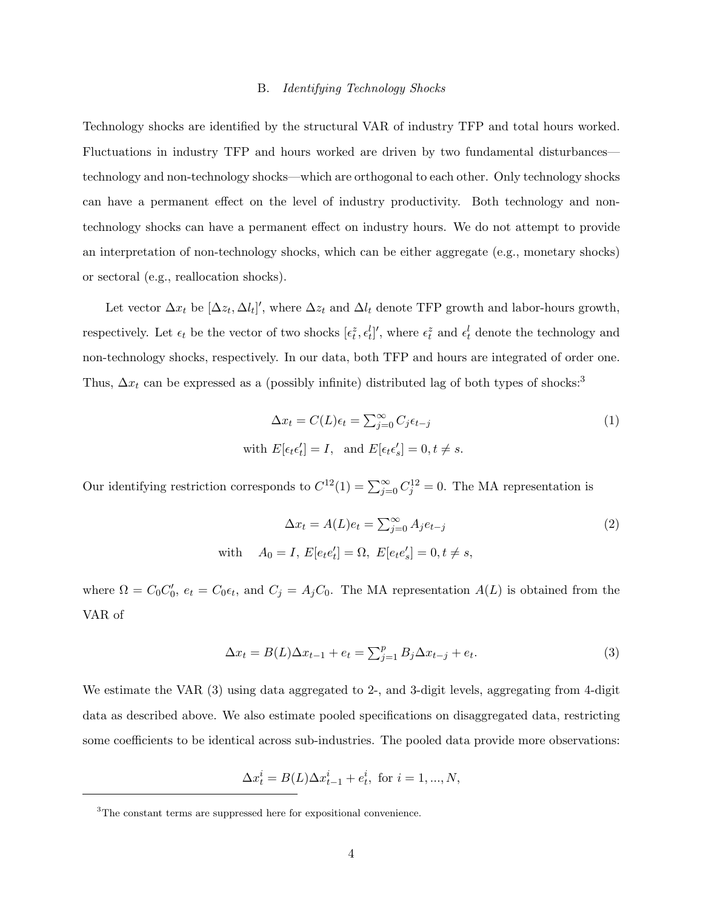### B. *Identifying Technology Shocks*

Technology shocks are identified by the structural VAR of industry TFP and total hours worked. Fluctuations in industry TFP and hours worked are driven by two fundamental disturbances—technology and non-technology shocks—which are orthogonal to each other. Only technology shocks can have a permanent effect on the level of industry productivity. Both technology and non-technology shocks can have a permanent effect on industry hours. We do not attempt to provide an interpretation of non-technology shocks, which can be either aggregate (e.g., monetary shocks) or sectoral (e.g., reallocation shocks).

Let vector $\Delta x_t$ be $[\Delta z_t, \Delta l_t]'$, where $\Delta z_t$ and $\Delta l_t$ denote TFP growth and labor-hours growth, respectively. Let $\epsilon_t$ be the vector of two shocks $[\epsilon_t^z, \epsilon_t^l]'$, where $\epsilon_t^z$ and $\epsilon_t^l$ denote the technology and non-technology shocks, respectively. In our data, both TFP and hours are integrated of order one. Thus, $\Delta x_t$ can be expressed as a (possibly infinite) distributed lag of both types of shocks:[3]

$$\Delta x_t = C(L)\epsilon_t = \textstyle\sum_{j=0}^{\infty} C_j \epsilon_{t-j} \tag{1}$$

$$\text{with } E[\epsilon_t \epsilon_t'] = I, \quad \text{and } E[\epsilon_t \epsilon_s'] = 0, t \neq s.$$

Our identifying restriction corresponds to $C^{12}(1) = \sum_{j=0}^{\infty} C_j^{12} = 0$. The MA representation is

$$\Delta x_t = A(L)e_t = \textstyle\sum_{j=0}^{\infty} A_j e_{t-j} \tag{2}$$

$$\text{with} \quad A_0 = I, \; E[e_t e_t'] = \Omega, \; E[e_t e_s'] = 0, t \neq s,$$

where $\Omega = C_0 C_0'$, $e_t = C_0 \epsilon_t$, and $C_j = A_j C_0$. The MA representation $A(L)$ is obtained from the VAR of

$$\Delta x_t = B(L)\Delta x_{t-1} + e_t = \textstyle\sum_{j=1}^{p} B_j \Delta x_{t-j} + e_t. \tag{3}$$

We estimate the VAR (3) using data aggregated to 2-, and 3-digit levels, aggregating from 4-digit data as described above. We also estimate pooled specifications on disaggregated data, restricting some coefficients to be identical across sub-industries. The pooled data provide more observations:

$$\Delta x_t^i = B(L)\Delta x_{t-1}^i + e_t^i, \text{ for } i = 1, ..., N,$$

[3]The constant terms are suppressed here for expositional convenience.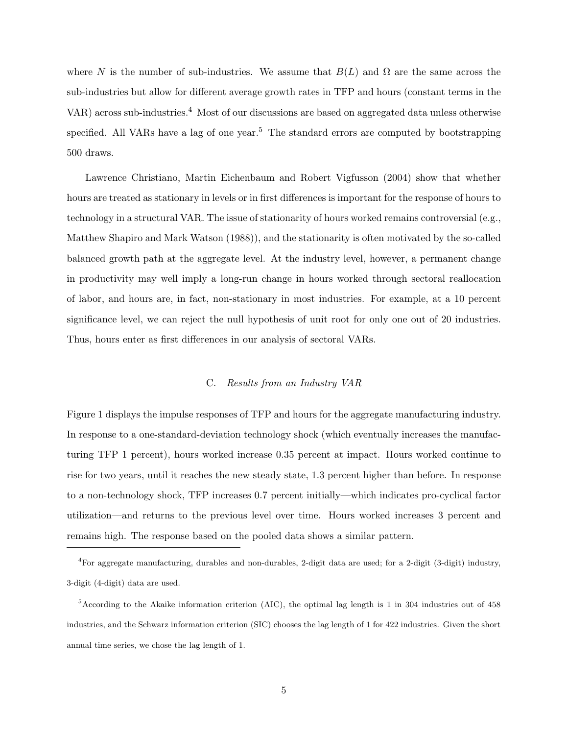where $N$ is the number of sub-industries. We assume that $B(L)$ and $\Omega$ are the same across the sub-industries but allow for different average growth rates in TFP and hours (constant terms in the VAR) across sub-industries.[4] Most of our discussions are based on aggregated data unless otherwise specified. All VARs have a lag of one year.[5] The standard errors are computed by bootstrapping 500 draws.

Lawrence Christiano, Martin Eichenbaum and Robert Vigfusson (2004) show that whether hours are treated as stationary in levels or in first differences is important for the response of hours to technology in a structural VAR. The issue of stationarity of hours worked remains controversial (e.g., Matthew Shapiro and Mark Watson (1988)), and the stationarity is often motivated by the so-called balanced growth path at the aggregate level. At the industry level, however, a permanent change in productivity may well imply a long-run change in hours worked through sectoral reallocation of labor, and hours are, in fact, non-stationary in most industries. For example, at a 10 percent significance level, we can reject the null hypothesis of unit root for only one out of 20 industries. Thus, hours enter as first differences in our analysis of sectoral VARs.

### C. *Results from an Industry VAR*

Figure 1 displays the impulse responses of TFP and hours for the aggregate manufacturing industry. In response to a one-standard-deviation technology shock (which eventually increases the manufacturing TFP 1 percent), hours worked increase 0.35 percent at impact. Hours worked continue to rise for two years, until it reaches the new steady state, 1.3 percent higher than before. In response to a non-technology shock, TFP increases 0.7 percent initially—which indicates pro-cyclical factor utilization—and returns to the previous level over time. Hours worked increases 3 percent and remains high. The response based on the pooled data shows a similar pattern.

[4] For aggregate manufacturing, durables and non-durables, 2-digit data are used; for a 2-digit (3-digit) industry, 3-digit (4-digit) data are used.

[5] According to the Akaike information criterion (AIC), the optimal lag length is 1 in 304 industries out of 458 industries, and the Schwarz information criterion (SIC) chooses the lag length of 1 for 422 industries. Given the short annual time series, we chose the lag length of 1.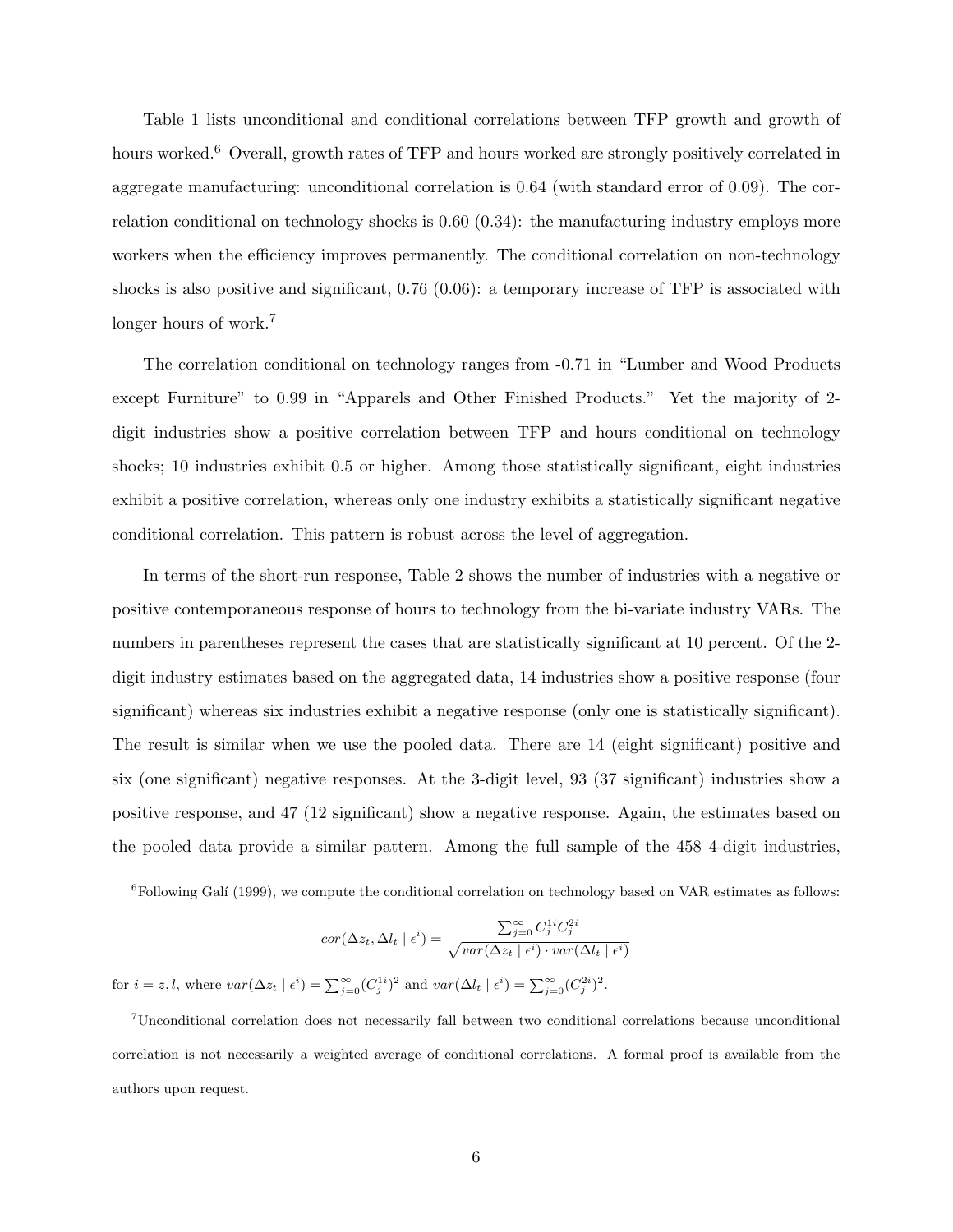Table 1 lists unconditional and conditional correlations between TFP growth and growth of hours worked.[6] Overall, growth rates of TFP and hours worked are strongly positively correlated in aggregate manufacturing: unconditional correlation is 0.64 (with standard error of 0.09). The correlation conditional on technology shocks is 0.60 (0.34): the manufacturing industry employs more workers when the efficiency improves permanently. The conditional correlation on non-technology shocks is also positive and significant, 0.76 (0.06): a temporary increase of TFP is associated with longer hours of work.[7]

The correlation conditional on technology ranges from -0.71 in "Lumber and Wood Products except Furniture" to 0.99 in "Apparels and Other Finished Products." Yet the majority of 2-digit industries show a positive correlation between TFP and hours conditional on technology shocks; 10 industries exhibit 0.5 or higher. Among those statistically significant, eight industries exhibit a positive correlation, whereas only one industry exhibits a statistically significant negative conditional correlation. This pattern is robust across the level of aggregation.

In terms of the short-run response, Table 2 shows the number of industries with a negative or positive contemporaneous response of hours to technology from the bi-variate industry VARs. The numbers in parentheses represent the cases that are statistically significant at 10 percent. Of the 2-digit industry estimates based on the aggregated data, 14 industries show a positive response (four significant) whereas six industries exhibit a negative response (only one is statistically significant). The result is similar when we use the pooled data. There are 14 (eight significant) positive and six (one significant) negative responses. At the 3-digit level, 93 (37 significant) industries show a positive response, and 47 (12 significant) show a negative response. Again, the estimates based on the pooled data provide a similar pattern. Among the full sample of the 458 4-digit industries,

---

[6] Following Galí (1999), we compute the conditional correlation on technology based on VAR estimates as follows:

$$cor(\Delta z_t, \Delta l_t \mid \epsilon^i) = \frac{\sum_{j=0}^{\infty} C_j^{1i} C_j^{2i}}{\sqrt{var(\Delta z_t \mid \epsilon^i) \cdot var(\Delta l_t \mid \epsilon^i)}}$$

for $i = z, l$, where $var(\Delta z_t \mid \epsilon^i) = \sum_{j=0}^{\infty} (C_j^{1i})^2$ and $var(\Delta l_t \mid \epsilon^i) = \sum_{j=0}^{\infty} (C_j^{2i})^2$.

[7] Unconditional correlation does not necessarily fall between two conditional correlations because unconditional correlation is not necessarily a weighted average of conditional correlations. A formal proof is available from the authors upon request.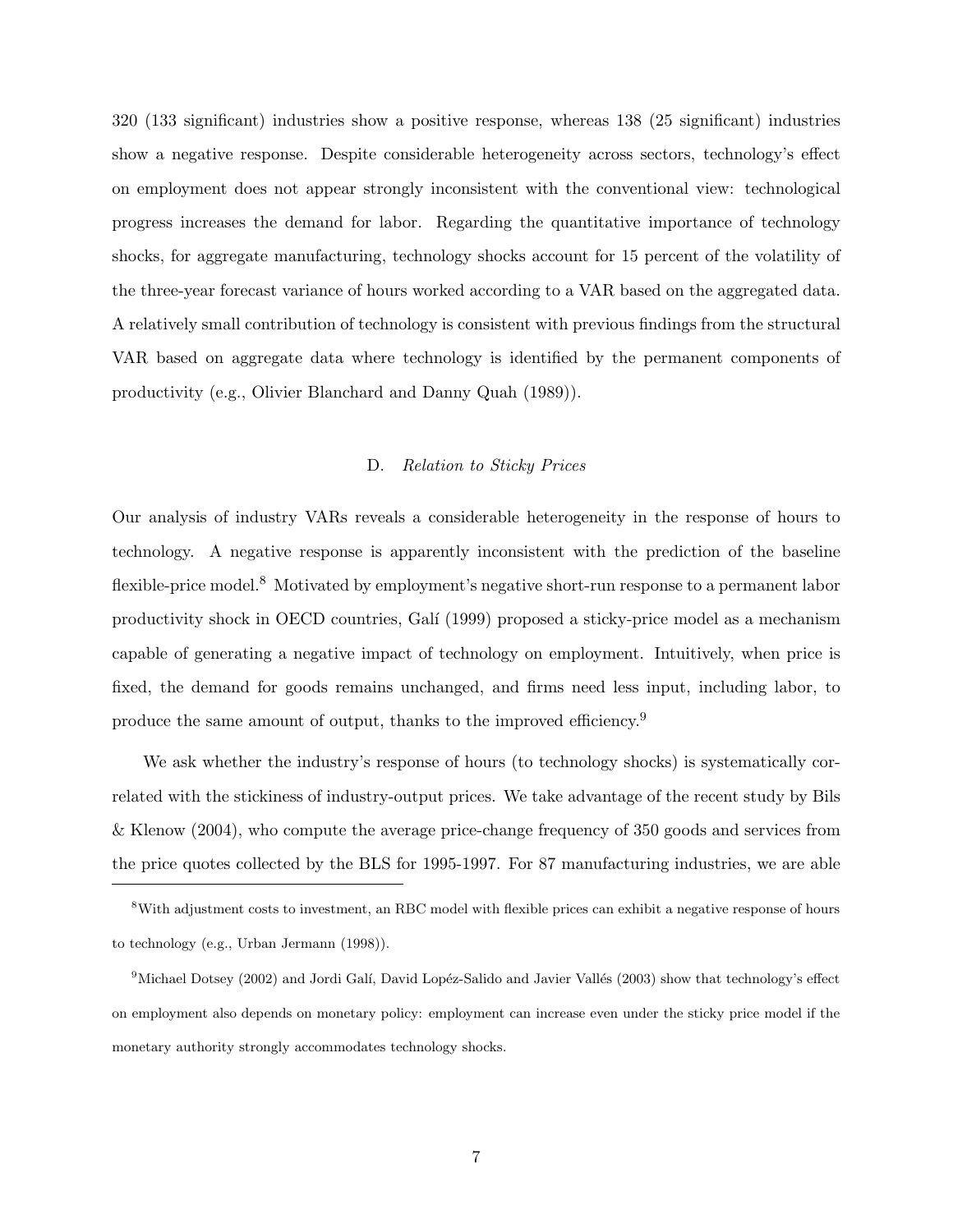320 (133 significant) industries show a positive response, whereas 138 (25 significant) industries show a negative response. Despite considerable heterogeneity across sectors, technology's effect on employment does not appear strongly inconsistent with the conventional view: technological progress increases the demand for labor. Regarding the quantitative importance of technology shocks, for aggregate manufacturing, technology shocks account for 15 percent of the volatility of the three-year forecast variance of hours worked according to a VAR based on the aggregated data. A relatively small contribution of technology is consistent with previous findings from the structural VAR based on aggregate data where technology is identified by the permanent components of productivity (e.g., Olivier Blanchard and Danny Quah (1989)).

### D. *Relation to Sticky Prices*

Our analysis of industry VARs reveals a considerable heterogeneity in the response of hours to technology. A negative response is apparently inconsistent with the prediction of the baseline flexible-price model.[8] Motivated by employment's negative short-run response to a permanent labor productivity shock in OECD countries, Galí (1999) proposed a sticky-price model as a mechanism capable of generating a negative impact of technology on employment. Intuitively, when price is fixed, the demand for goods remains unchanged, and firms need less input, including labor, to produce the same amount of output, thanks to the improved efficiency.[9]

We ask whether the industry's response of hours (to technology shocks) is systematically correlated with the stickiness of industry-output prices. We take advantage of the recent study by Bils & Klenow (2004), who compute the average price-change frequency of 350 goods and services from the price quotes collected by the BLS for 1995-1997. For 87 manufacturing industries, we are able

---

[8] With adjustment costs to investment, an RBC model with flexible prices can exhibit a negative response of hours to technology (e.g., Urban Jermann (1998)).

[9] Michael Dotsey (2002) and Jordi Galí, David Lopéz-Salido and Javier Vallés (2003) show that technology's effect on employment also depends on monetary policy: employment can increase even under the sticky price model if the monetary authority strongly accommodates technology shocks.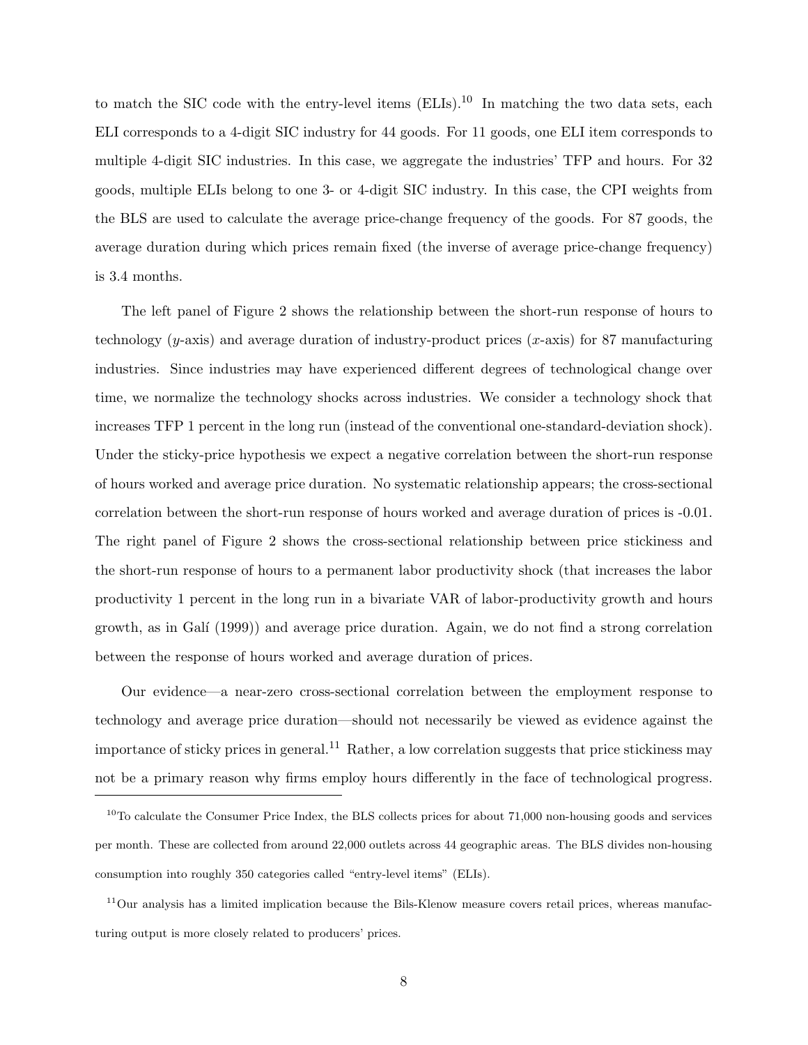to match the SIC code with the entry-level items (ELIs).[10] In matching the two data sets, each ELI corresponds to a 4-digit SIC industry for 44 goods. For 11 goods, one ELI item corresponds to multiple 4-digit SIC industries. In this case, we aggregate the industries' TFP and hours. For 32 goods, multiple ELIs belong to one 3- or 4-digit SIC industry. In this case, the CPI weights from the BLS are used to calculate the average price-change frequency of the goods. For 87 goods, the average duration during which prices remain fixed (the inverse of average price-change frequency) is 3.4 months.

The left panel of Figure 2 shows the relationship between the short-run response of hours to technology ($y$-axis) and average duration of industry-product prices ($x$-axis) for 87 manufacturing industries. Since industries may have experienced different degrees of technological change over time, we normalize the technology shocks across industries. We consider a technology shock that increases TFP 1 percent in the long run (instead of the conventional one-standard-deviation shock). Under the sticky-price hypothesis we expect a negative correlation between the short-run response of hours worked and average price duration. No systematic relationship appears; the cross-sectional correlation between the short-run response of hours worked and average duration of prices is -0.01. The right panel of Figure 2 shows the cross-sectional relationship between price stickiness and the short-run response of hours to a permanent labor productivity shock (that increases the labor productivity 1 percent in the long run in a bivariate VAR of labor-productivity growth and hours growth, as in Galí (1999)) and average price duration. Again, we do not find a strong correlation between the response of hours worked and average duration of prices.

Our evidence—a near-zero cross-sectional correlation between the employment response to technology and average price duration—should not necessarily be viewed as evidence against the importance of sticky prices in general.[11] Rather, a low correlation suggests that price stickiness may not be a primary reason why firms employ hours differently in the face of technological progress.

[10] To calculate the Consumer Price Index, the BLS collects prices for about 71,000 non-housing goods and services per month. These are collected from around 22,000 outlets across 44 geographic areas. The BLS divides non-housing consumption into roughly 350 categories called "entry-level items" (ELIs).

[11] Our analysis has a limited implication because the Bils-Klenow measure covers retail prices, whereas manufacturing output is more closely related to producers' prices.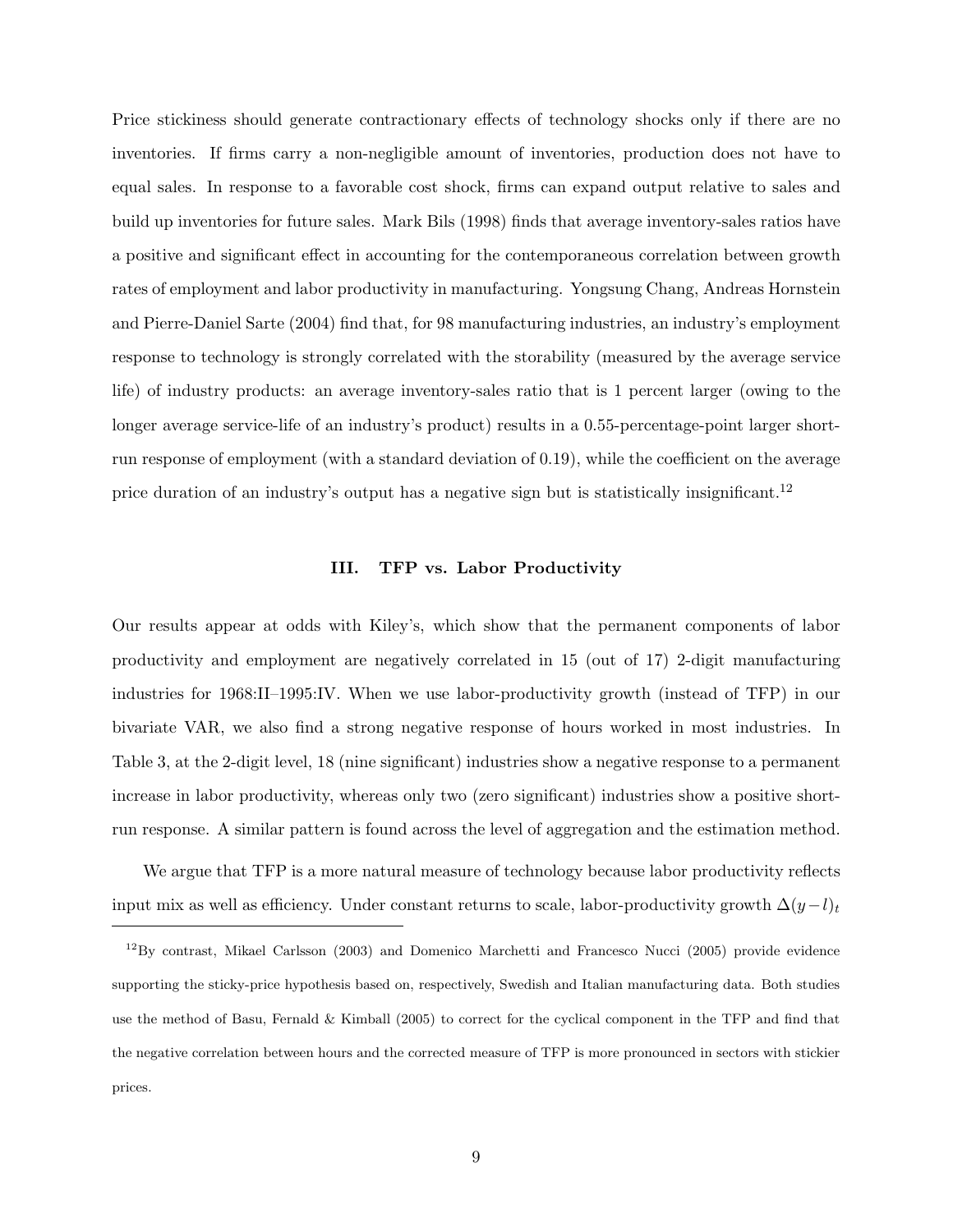Price stickiness should generate contractionary effects of technology shocks only if there are no inventories. If firms carry a non-negligible amount of inventories, production does not have to equal sales. In response to a favorable cost shock, firms can expand output relative to sales and build up inventories for future sales. Mark Bils (1998) finds that average inventory-sales ratios have a positive and significant effect in accounting for the contemporaneous correlation between growth rates of employment and labor productivity in manufacturing. Yongsung Chang, Andreas Hornstein and Pierre-Daniel Sarte (2004) find that, for 98 manufacturing industries, an industry's employment response to technology is strongly correlated with the storability (measured by the average service life) of industry products: an average inventory-sales ratio that is 1 percent larger (owing to the longer average service-life of an industry's product) results in a 0.55-percentage-point larger short-run response of employment (with a standard deviation of 0.19), while the coefficient on the average price duration of an industry's output has a negative sign but is statistically insignificant.[12]

## III. TFP vs. Labor Productivity

Our results appear at odds with Kiley's, which show that the permanent components of labor productivity and employment are negatively correlated in 15 (out of 17) 2-digit manufacturing industries for 1968:II–1995:IV. When we use labor-productivity growth (instead of TFP) in our bivariate VAR, we also find a strong negative response of hours worked in most industries. In Table 3, at the 2-digit level, 18 (nine significant) industries show a negative response to a permanent increase in labor productivity, whereas only two (zero significant) industries show a positive short-run response. A similar pattern is found across the level of aggregation and the estimation method.

We argue that TFP is a more natural measure of technology because labor productivity reflects input mix as well as efficiency. Under constant returns to scale, labor-productivity growth $\Delta(y-l)_t$

---

[12] By contrast, Mikael Carlsson (2003) and Domenico Marchetti and Francesco Nucci (2005) provide evidence supporting the sticky-price hypothesis based on, respectively, Swedish and Italian manufacturing data. Both studies use the method of Basu, Fernald & Kimball (2005) to correct for the cyclical component in the TFP and find that the negative correlation between hours and the corrected measure of TFP is more pronounced in sectors with stickier prices.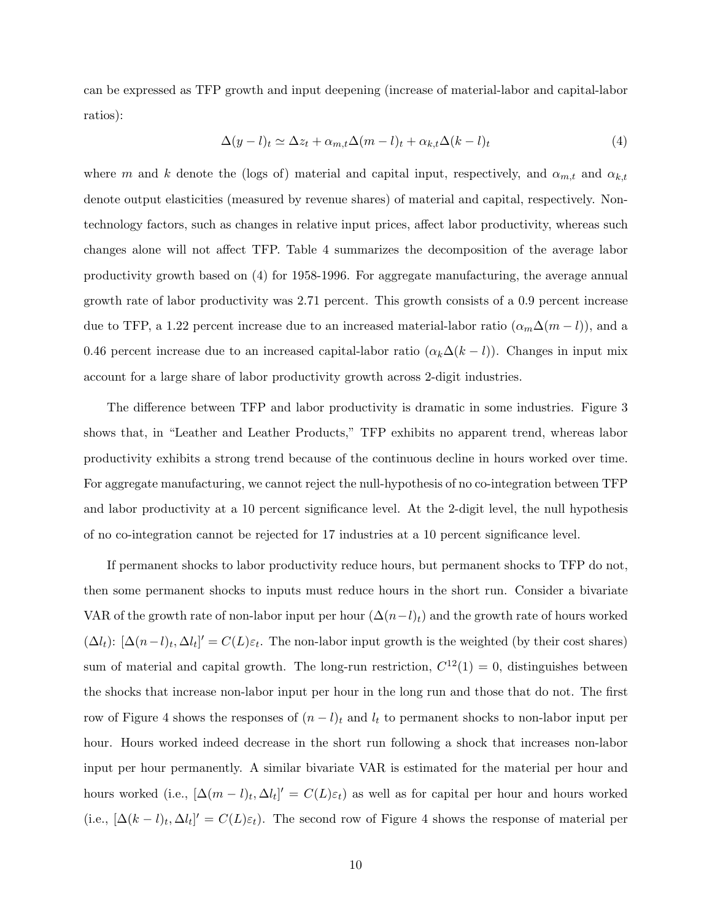can be expressed as TFP growth and input deepening (increase of material-labor and capital-labor ratios):

$$\Delta(y-l)_t \simeq \Delta z_t + \alpha_{m,t}\Delta(m-l)_t + \alpha_{k,t}\Delta(k-l)_t \tag{4}$$

where $m$ and $k$ denote the (logs of) material and capital input, respectively, and $\alpha_{m,t}$ and $\alpha_{k,t}$ denote output elasticities (measured by revenue shares) of material and capital, respectively. Non-technology factors, such as changes in relative input prices, affect labor productivity, whereas such changes alone will not affect TFP. Table 4 summarizes the decomposition of the average labor productivity growth based on (4) for 1958-1996. For aggregate manufacturing, the average annual growth rate of labor productivity was 2.71 percent. This growth consists of a 0.9 percent increase due to TFP, a 1.22 percent increase due to an increased material-labor ratio ($\alpha_m\Delta(m-l)$), and a 0.46 percent increase due to an increased capital-labor ratio ($\alpha_k\Delta(k-l)$). Changes in input mix account for a large share of labor productivity growth across 2-digit industries.

The difference between TFP and labor productivity is dramatic in some industries. Figure 3 shows that, in "Leather and Leather Products," TFP exhibits no apparent trend, whereas labor productivity exhibits a strong trend because of the continuous decline in hours worked over time. For aggregate manufacturing, we cannot reject the null-hypothesis of no co-integration between TFP and labor productivity at a 10 percent significance level. At the 2-digit level, the null hypothesis of no co-integration cannot be rejected for 17 industries at a 10 percent significance level.

If permanent shocks to labor productivity reduce hours, but permanent shocks to TFP do not, then some permanent shocks to inputs must reduce hours in the short run. Consider a bivariate VAR of the growth rate of non-labor input per hour ($\Delta(n-l)_t$) and the growth rate of hours worked ($\Delta l_t$): $[\Delta(n-l)_t, \Delta l_t]' = C(L)\varepsilon_t$. The non-labor input growth is the weighted (by their cost shares) sum of material and capital growth. The long-run restriction, $C^{12}(1) = 0$, distinguishes between the shocks that increase non-labor input per hour in the long run and those that do not. The first row of Figure 4 shows the responses of $(n-l)_t$ and $l_t$ to permanent shocks to non-labor input per hour. Hours worked indeed decrease in the short run following a shock that increases non-labor input per hour permanently. A similar bivariate VAR is estimated for the material per hour and hours worked (i.e., $[\Delta(m-l)_t, \Delta l_t]' = C(L)\varepsilon_t$) as well as for capital per hour and hours worked (i.e., $[\Delta(k-l)_t, \Delta l_t]' = C(L)\varepsilon_t$). The second row of Figure 4 shows the response of material per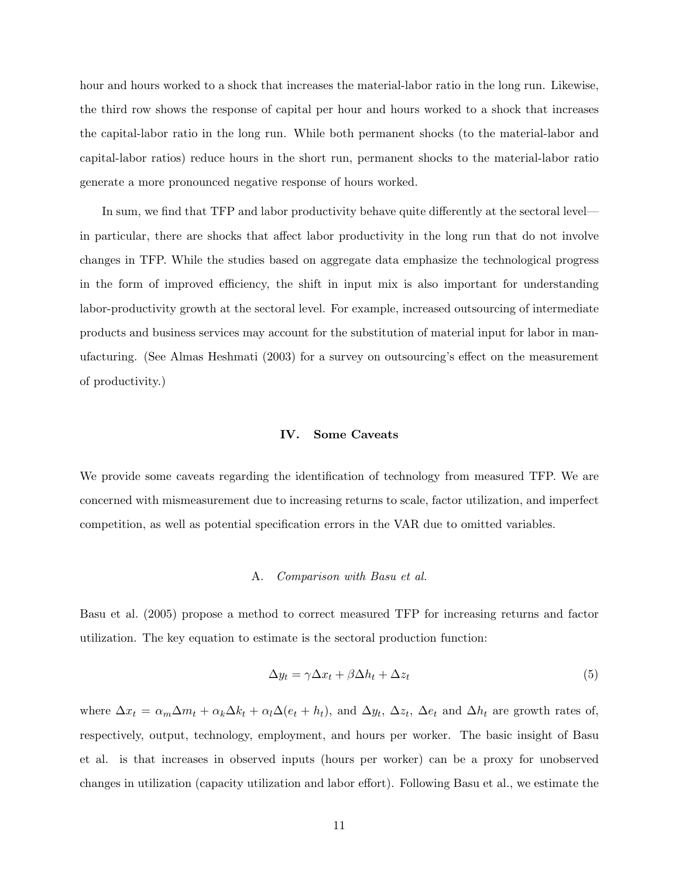hour and hours worked to a shock that increases the material-labor ratio in the long run. Likewise, the third row shows the response of capital per hour and hours worked to a shock that increases the capital-labor ratio in the long run. While both permanent shocks (to the material-labor and capital-labor ratios) reduce hours in the short run, permanent shocks to the material-labor ratio generate a more pronounced negative response of hours worked.

In sum, we find that TFP and labor productivity behave quite differently at the sectoral level—in particular, there are shocks that affect labor productivity in the long run that do not involve changes in TFP. While the studies based on aggregate data emphasize the technological progress in the form of improved efficiency, the shift in input mix is also important for understanding labor-productivity growth at the sectoral level. For example, increased outsourcing of intermediate products and business services may account for the substitution of material input for labor in manufacturing. (See Almas Heshmati (2003) for a survey on outsourcing's effect on the measurement of productivity.)

## IV. Some Caveats

We provide some caveats regarding the identification of technology from measured TFP. We are concerned with mismeasurement due to increasing returns to scale, factor utilization, and imperfect competition, as well as potential specification errors in the VAR due to omitted variables.

### A. *Comparison with Basu et al.*

Basu et al. (2005) propose a method to correct measured TFP for increasing returns and factor utilization. The key equation to estimate is the sectoral production function:

$$\Delta y_t = \gamma \Delta x_t + \beta \Delta h_t + \Delta z_t \tag{5}$$

where $\Delta x_t = \alpha_m \Delta m_t + \alpha_k \Delta k_t + \alpha_l \Delta(e_t + h_t)$, and $\Delta y_t$, $\Delta z_t$, $\Delta e_t$ and $\Delta h_t$ are growth rates of, respectively, output, technology, employment, and hours per worker. The basic insight of Basu et al. is that increases in observed inputs (hours per worker) can be a proxy for unobserved changes in utilization (capacity utilization and labor effort). Following Basu et al., we estimate the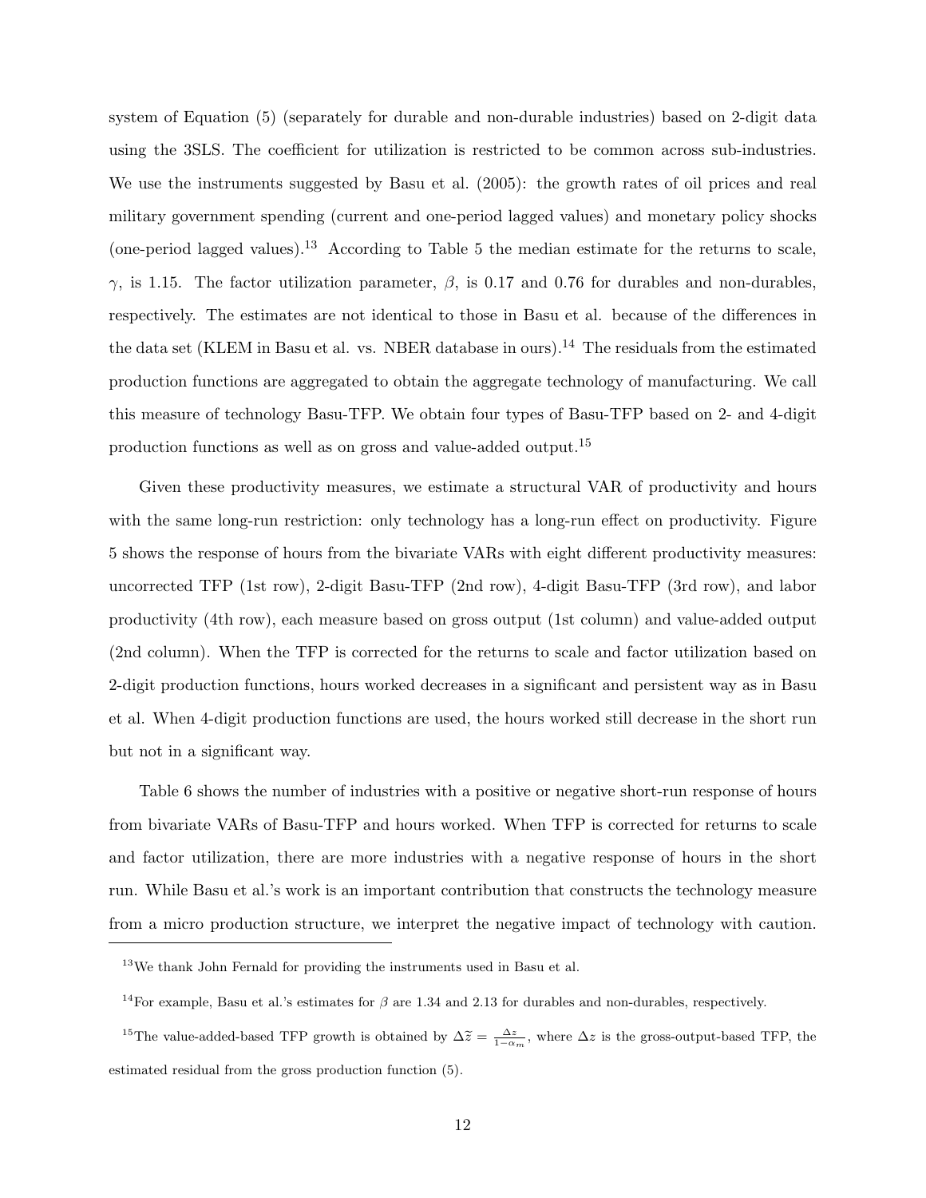system of Equation (5) (separately for durable and non-durable industries) based on 2-digit data using the 3SLS. The coefficient for utilization is restricted to be common across sub-industries. We use the instruments suggested by Basu et al. (2005): the growth rates of oil prices and real military government spending (current and one-period lagged values) and monetary policy shocks (one-period lagged values).[13] According to Table 5 the median estimate for the returns to scale, $\gamma$, is 1.15. The factor utilization parameter, $\beta$, is 0.17 and 0.76 for durables and non-durables, respectively. The estimates are not identical to those in Basu et al. because of the differences in the data set (KLEM in Basu et al. vs. NBER database in ours).[14] The residuals from the estimated production functions are aggregated to obtain the aggregate technology of manufacturing. We call this measure of technology Basu-TFP. We obtain four types of Basu-TFP based on 2- and 4-digit production functions as well as on gross and value-added output.[15]

Given these productivity measures, we estimate a structural VAR of productivity and hours with the same long-run restriction: only technology has a long-run effect on productivity. Figure 5 shows the response of hours from the bivariate VARs with eight different productivity measures: uncorrected TFP (1st row), 2-digit Basu-TFP (2nd row), 4-digit Basu-TFP (3rd row), and labor productivity (4th row), each measure based on gross output (1st column) and value-added output (2nd column). When the TFP is corrected for the returns to scale and factor utilization based on 2-digit production functions, hours worked decreases in a significant and persistent way as in Basu et al. When 4-digit production functions are used, the hours worked still decrease in the short run but not in a significant way.

Table 6 shows the number of industries with a positive or negative short-run response of hours from bivariate VARs of Basu-TFP and hours worked. When TFP is corrected for returns to scale and factor utilization, there are more industries with a negative response of hours in the short run. While Basu et al.'s work is an important contribution that constructs the technology measure from a micro production structure, we interpret the negative impact of technology with caution.

---

[13] We thank John Fernald for providing the instruments used in Basu et al.

[14] For example, Basu et al.'s estimates for $\beta$ are 1.34 and 2.13 for durables and non-durables, respectively.

[15] The value-added-based TFP growth is obtained by $\Delta\widetilde{z} = \frac{\Delta z}{1-\alpha_m}$, where $\Delta z$ is the gross-output-based TFP, the estimated residual from the gross production function (5).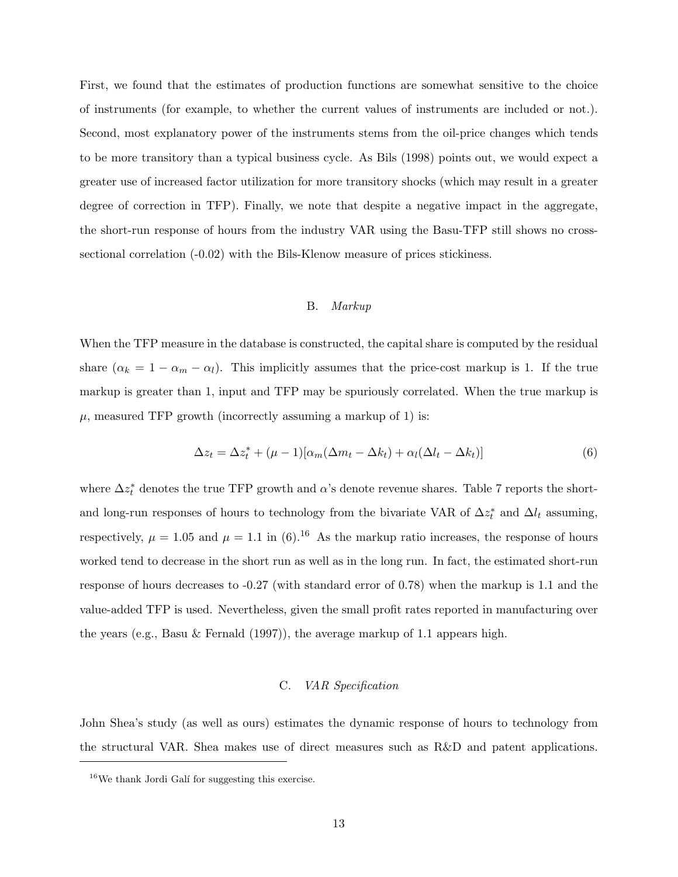First, we found that the estimates of production functions are somewhat sensitive to the choice of instruments (for example, to whether the current values of instruments are included or not.). Second, most explanatory power of the instruments stems from the oil-price changes which tends to be more transitory than a typical business cycle. As Bils (1998) points out, we would expect a greater use of increased factor utilization for more transitory shocks (which may result in a greater degree of correction in TFP). Finally, we note that despite a negative impact in the aggregate, the short-run response of hours from the industry VAR using the Basu-TFP still shows no cross-sectional correlation (-0.02) with the Bils-Klenow measure of prices stickiness.

### B. *Markup*

When the TFP measure in the database is constructed, the capital share is computed by the residual share ($\alpha_k = 1 - \alpha_m - \alpha_l$). This implicitly assumes that the price-cost markup is 1. If the true markup is greater than 1, input and TFP may be spuriously correlated. When the true markup is $\mu$, measured TFP growth (incorrectly assuming a markup of 1) is:

$$\Delta z_t = \Delta z_t^* + (\mu - 1)[\alpha_m(\Delta m_t - \Delta k_t) + \alpha_l(\Delta l_t - \Delta k_t)] \tag{6}$$

where $\Delta z_t^*$ denotes the true TFP growth and $\alpha$'s denote revenue shares. Table 7 reports the short- and long-run responses of hours to technology from the bivariate VAR of $\Delta z_t^*$ and $\Delta l_t$ assuming, respectively, $\mu = 1.05$ and $\mu = 1.1$ in (6).[16] As the markup ratio increases, the response of hours worked tend to decrease in the short run as well as in the long run. In fact, the estimated short-run response of hours decreases to -0.27 (with standard error of 0.78) when the markup is 1.1 and the value-added TFP is used. Nevertheless, given the small profit rates reported in manufacturing over the years (e.g., Basu & Fernald (1997)), the average markup of 1.1 appears high.

### C. *VAR Specification*

John Shea's study (as well as ours) estimates the dynamic response of hours to technology from the structural VAR. Shea makes use of direct measures such as R&D and patent applications.

[16] We thank Jordi Galí for suggesting this exercise.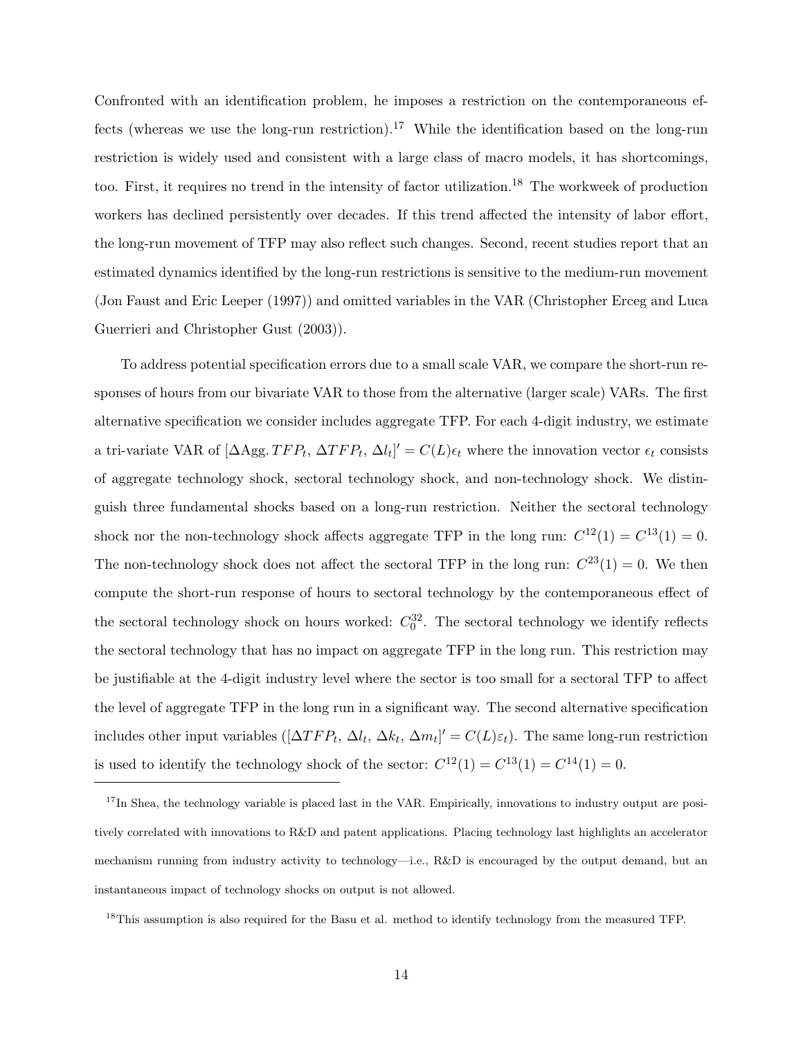Confronted with an identification problem, he imposes a restriction on the contemporaneous effects (whereas we use the long-run restriction).[17] While the identification based on the long-run restriction is widely used and consistent with a large class of macro models, it has shortcomings, too. First, it requires no trend in the intensity of factor utilization.[18] The workweek of production workers has declined persistently over decades. If this trend affected the intensity of labor effort, the long-run movement of TFP may also reflect such changes. Second, recent studies report that an estimated dynamics identified by the long-run restrictions is sensitive to the medium-run movement (Jon Faust and Eric Leeper (1997)) and omitted variables in the VAR (Christopher Erceg and Luca Guerrieri and Christopher Gust (2003)).

To address potential specification errors due to a small scale VAR, we compare the short-run responses of hours from our bivariate VAR to those from the alternative (larger scale) VARs. The first alternative specification we consider includes aggregate TFP. For each 4-digit industry, we estimate a tri-variate VAR of $[\Delta \text{Agg.}\, TFP_t,\, \Delta TFP_t,\, \Delta l_t]' = C(L)\epsilon_t$ where the innovation vector $\epsilon_t$ consists of aggregate technology shock, sectoral technology shock, and non-technology shock. We distinguish three fundamental shocks based on a long-run restriction. Neither the sectoral technology shock nor the non-technology shock affects aggregate TFP in the long run: $C^{12}(1) = C^{13}(1) = 0$. The non-technology shock does not affect the sectoral TFP in the long run: $C^{23}(1) = 0$. We then compute the short-run response of hours to sectoral technology by the contemporaneous effect of the sectoral technology shock on hours worked: $C_0^{32}$. The sectoral technology we identify reflects the sectoral technology that has no impact on aggregate TFP in the long run. This restriction may be justifiable at the 4-digit industry level where the sector is too small for a sectoral TFP to affect the level of aggregate TFP in the long run in a significant way. The second alternative specification includes other input variables ($[\Delta TFP_t,\, \Delta l_t,\, \Delta k_t,\, \Delta m_t]' = C(L)\varepsilon_t$). The same long-run restriction is used to identify the technology shock of the sector: $C^{12}(1) = C^{13}(1) = C^{14}(1) = 0$.

---

[17] In Shea, the technology variable is placed last in the VAR. Empirically, innovations to industry output are positively correlated with innovations to R&D and patent applications. Placing technology last highlights an accelerator mechanism running from industry activity to technology—i.e., R&D is encouraged by the output demand, but an instantaneous impact of technology shocks on output is not allowed.

[18] This assumption is also required for the Basu et al. method to identify technology from the measured TFP.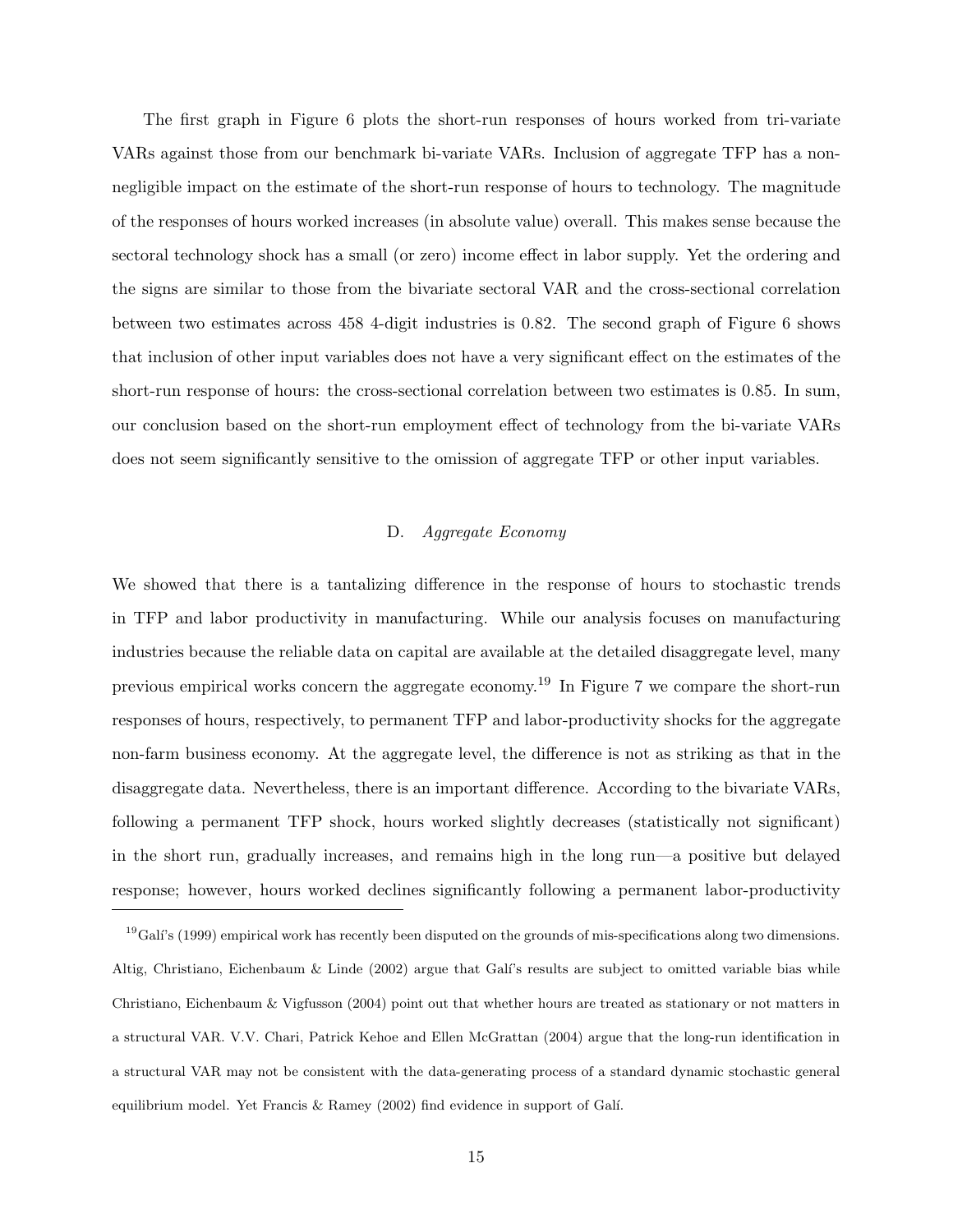The first graph in Figure 6 plots the short-run responses of hours worked from tri-variate VARs against those from our benchmark bi-variate VARs. Inclusion of aggregate TFP has a non-negligible impact on the estimate of the short-run response of hours to technology. The magnitude of the responses of hours worked increases (in absolute value) overall. This makes sense because the sectoral technology shock has a small (or zero) income effect in labor supply. Yet the ordering and the signs are similar to those from the bivariate sectoral VAR and the cross-sectional correlation between two estimates across 458 4-digit industries is 0.82. The second graph of Figure 6 shows that inclusion of other input variables does not have a very significant effect on the estimates of the short-run response of hours: the cross-sectional correlation between two estimates is 0.85. In sum, our conclusion based on the short-run employment effect of technology from the bi-variate VARs does not seem significantly sensitive to the omission of aggregate TFP or other input variables.

### D. *Aggregate Economy*

We showed that there is a tantalizing difference in the response of hours to stochastic trends in TFP and labor productivity in manufacturing. While our analysis focuses on manufacturing industries because the reliable data on capital are available at the detailed disaggregate level, many previous empirical works concern the aggregate economy.[19] In Figure 7 we compare the short-run responses of hours, respectively, to permanent TFP and labor-productivity shocks for the aggregate non-farm business economy. At the aggregate level, the difference is not as striking as that in the disaggregate data. Nevertheless, there is an important difference. According to the bivariate VARs, following a permanent TFP shock, hours worked slightly decreases (statistically not significant) in the short run, gradually increases, and remains high in the long run—a positive but delayed response; however, hours worked declines significantly following a permanent labor-productivity

[19] Galí's (1999) empirical work has recently been disputed on the grounds of mis-specifications along two dimensions. Altig, Christiano, Eichenbaum & Linde (2002) argue that Galí's results are subject to omitted variable bias while Christiano, Eichenbaum & Vigfusson (2004) point out that whether hours are treated as stationary or not matters in a structural VAR. V.V. Chari, Patrick Kehoe and Ellen McGrattan (2004) argue that the long-run identification in a structural VAR may not be consistent with the data-generating process of a standard dynamic stochastic general equilibrium model. Yet Francis & Ramey (2002) find evidence in support of Galí.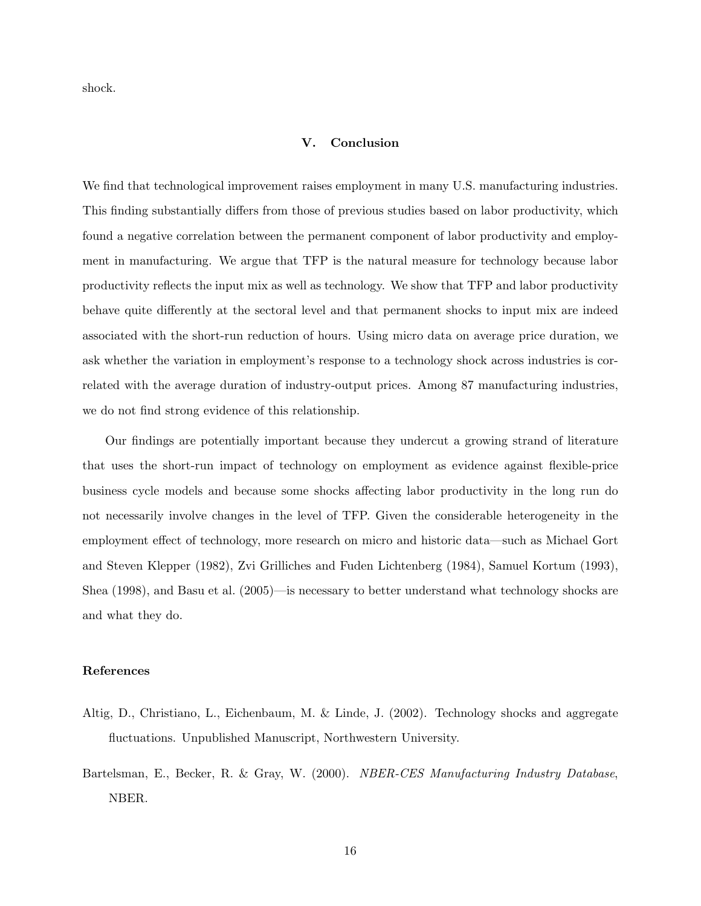shock.

## V. Conclusion

We find that technological improvement raises employment in many U.S. manufacturing industries. This finding substantially differs from those of previous studies based on labor productivity, which found a negative correlation between the permanent component of labor productivity and employment in manufacturing. We argue that TFP is the natural measure for technology because labor productivity reflects the input mix as well as technology. We show that TFP and labor productivity behave quite differently at the sectoral level and that permanent shocks to input mix are indeed associated with the short-run reduction of hours. Using micro data on average price duration, we ask whether the variation in employment's response to a technology shock across industries is correlated with the average duration of industry-output prices. Among 87 manufacturing industries, we do not find strong evidence of this relationship.

Our findings are potentially important because they undercut a growing strand of literature that uses the short-run impact of technology on employment as evidence against flexible-price business cycle models and because some shocks affecting labor productivity in the long run do not necessarily involve changes in the level of TFP. Given the considerable heterogeneity in the employment effect of technology, more research on micro and historic data—such as Michael Gort and Steven Klepper (1982), Zvi Griliches and Fuden Lichtenberg (1984), Samuel Kortum (1993), Shea (1998), and Basu et al. (2005)—is necessary to better understand what technology shocks are and what they do.

### References

Altig, D., Christiano, L., Eichenbaum, M. & Linde, J. (2002). Technology shocks and aggregate fluctuations. Unpublished Manuscript, Northwestern University.

Bartelsman, E., Becker, R. & Gray, W. (2000). *NBER-CES Manufacturing Industry Database*, NBER.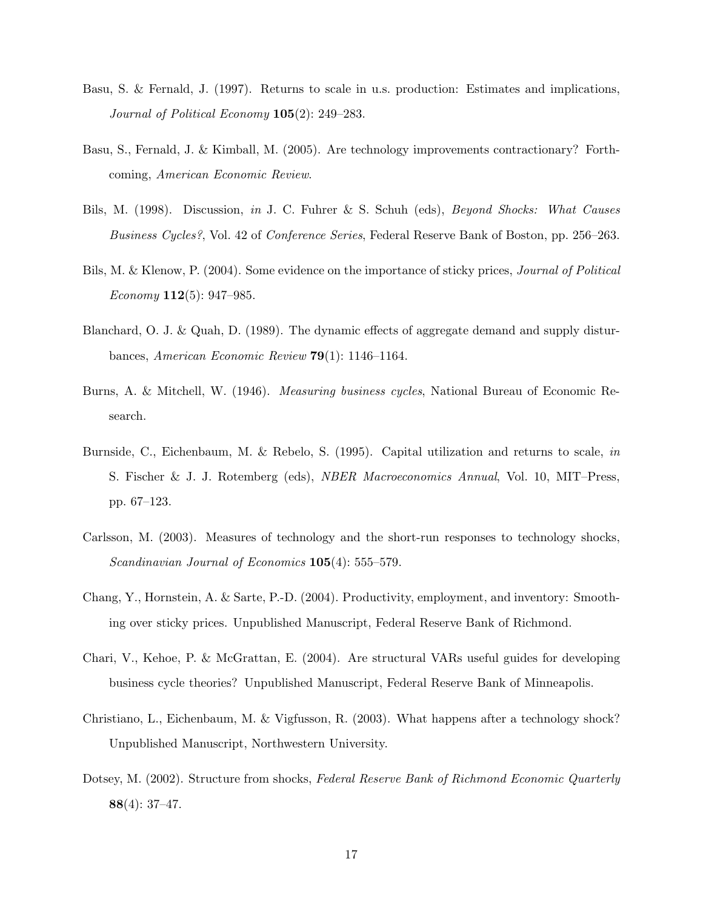Basu, S. & Fernald, J. (1997). Returns to scale in u.s. production: Estimates and implications, *Journal of Political Economy* **105**(2): 249–283.

Basu, S., Fernald, J. & Kimball, M. (2005). Are technology improvements contractionary? Forthcoming, *American Economic Review*.

Bils, M. (1998). Discussion, *in* J. C. Fuhrer & S. Schuh (eds), *Beyond Shocks: What Causes Business Cycles?*, Vol. 42 of *Conference Series*, Federal Reserve Bank of Boston, pp. 256–263.

Bils, M. & Klenow, P. (2004). Some evidence on the importance of sticky prices, *Journal of Political Economy* **112**(5): 947–985.

Blanchard, O. J. & Quah, D. (1989). The dynamic effects of aggregate demand and supply disturbances, *American Economic Review* **79**(1): 1146–1164.

Burns, A. & Mitchell, W. (1946). *Measuring business cycles*, National Bureau of Economic Research.

Burnside, C., Eichenbaum, M. & Rebelo, S. (1995). Capital utilization and returns to scale, *in* S. Fischer & J. J. Rotemberg (eds), *NBER Macroeconomics Annual*, Vol. 10, MIT–Press, pp. 67–123.

Carlsson, M. (2003). Measures of technology and the short-run responses to technology shocks, *Scandinavian Journal of Economics* **105**(4): 555–579.

Chang, Y., Hornstein, A. & Sarte, P.-D. (2004). Productivity, employment, and inventory: Smoothing over sticky prices. Unpublished Manuscript, Federal Reserve Bank of Richmond.

Chari, V., Kehoe, P. & McGrattan, E. (2004). Are structural VARs useful guides for developing business cycle theories? Unpublished Manuscript, Federal Reserve Bank of Minneapolis.

Christiano, L., Eichenbaum, M. & Vigfusson, R. (2003). What happens after a technology shock? Unpublished Manuscript, Northwestern University.

Dotsey, M. (2002). Structure from shocks, *Federal Reserve Bank of Richmond Economic Quarterly* **88**(4): 37–47.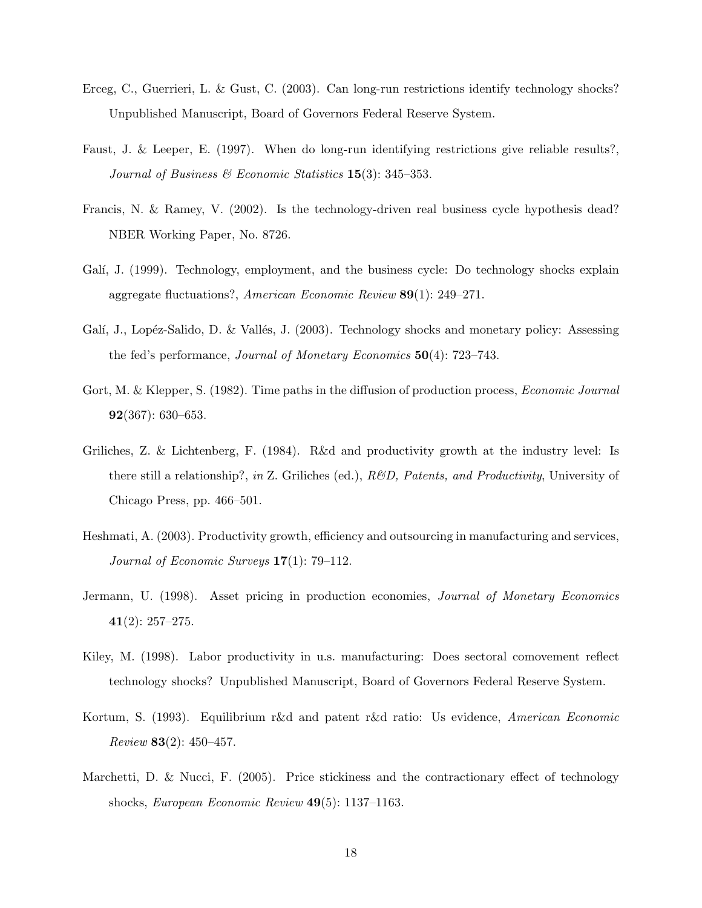Erceg, C., Guerrieri, L. & Gust, C. (2003). Can long-run restrictions identify technology shocks? Unpublished Manuscript, Board of Governors Federal Reserve System.

Faust, J. & Leeper, E. (1997). When do long-run identifying restrictions give reliable results?, *Journal of Business & Economic Statistics* **15**(3): 345–353.

Francis, N. & Ramey, V. (2002). Is the technology-driven real business cycle hypothesis dead? NBER Working Paper, No. 8726.

Galí, J. (1999). Technology, employment, and the business cycle: Do technology shocks explain aggregate fluctuations?, *American Economic Review* **89**(1): 249–271.

Galí, J., Lopéz-Salido, D. & Vallés, J. (2003). Technology shocks and monetary policy: Assessing the fed's performance, *Journal of Monetary Economics* **50**(4): 723–743.

Gort, M. & Klepper, S. (1982). Time paths in the diffusion of production process, *Economic Journal* **92**(367): 630–653.

Griliches, Z. & Lichtenberg, F. (1984). R&d and productivity growth at the industry level: Is there still a relationship?, *in* Z. Griliches (ed.), *R&D, Patents, and Productivity*, University of Chicago Press, pp. 466–501.

Heshmati, A. (2003). Productivity growth, efficiency and outsourcing in manufacturing and services, *Journal of Economic Surveys* **17**(1): 79–112.

Jermann, U. (1998). Asset pricing in production economies, *Journal of Monetary Economics* **41**(2): 257–275.

Kiley, M. (1998). Labor productivity in u.s. manufacturing: Does sectoral comovement reflect technology shocks? Unpublished Manuscript, Board of Governors Federal Reserve System.

Kortum, S. (1993). Equilibrium r&d and patent r&d ratio: Us evidence, *American Economic Review* **83**(2): 450–457.

Marchetti, D. & Nucci, F. (2005). Price stickiness and the contractionary effect of technology shocks, *European Economic Review* **49**(5): 1137–1163.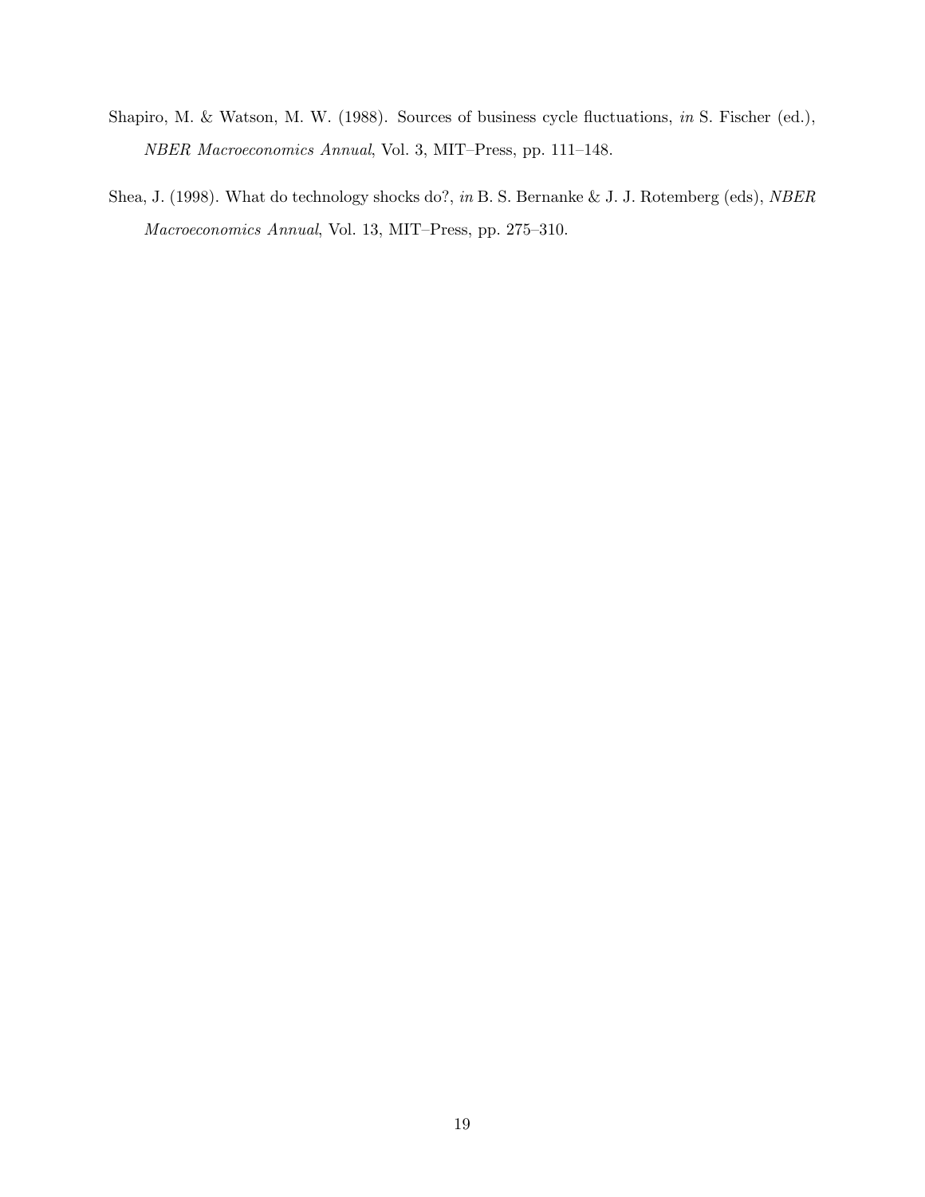Shapiro, M. & Watson, M. W. (1988). Sources of business cycle fluctuations, *in* S. Fischer (ed.), *NBER Macroeconomics Annual*, Vol. 3, MIT–Press, pp. 111–148.

Shea, J. (1998). What do technology shocks do?, *in* B. S. Bernanke & J. J. Rotemberg (eds), *NBER Macroeconomics Annual*, Vol. 13, MIT–Press, pp. 275–310.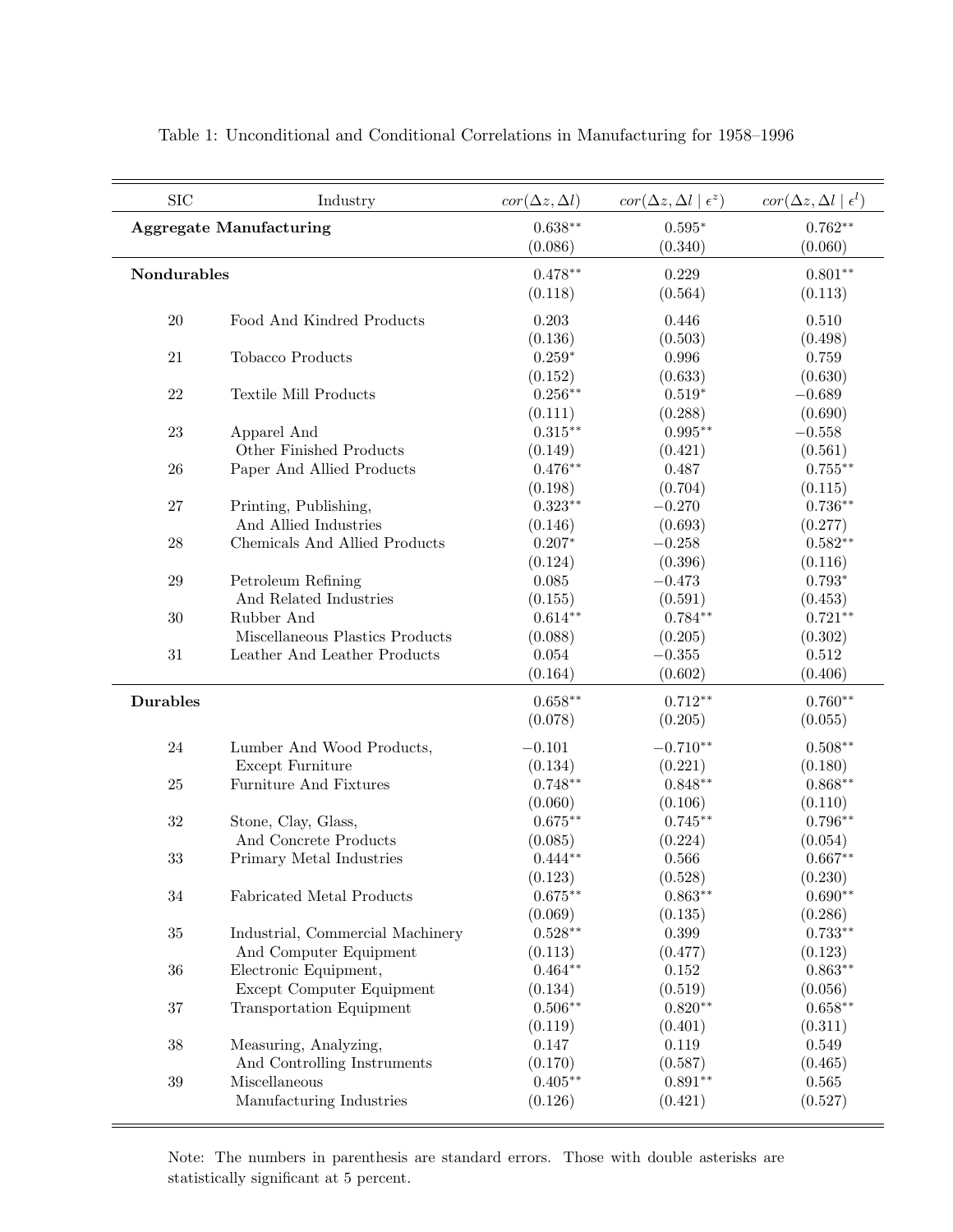Table 1: Unconditional and Conditional Correlations in Manufacturing for 1958–1996

| SIC | Industry | $cor(\Delta z, \Delta l)$ | $cor(\Delta z, \Delta l \mid \epsilon^z)$ | $cor(\Delta z, \Delta l \mid \epsilon^l)$ |
|---|---|---|---|---|
| **Aggregate Manufacturing** | | $0.638^{**}$ | $0.595^{*}$ | $0.762^{**}$ |
| | | (0.086) | (0.340) | (0.060) |
| **Nondurables** | | $0.478^{**}$ | 0.229 | $0.801^{**}$ |
| | | (0.118) | (0.564) | (0.113) |
| 20 | Food And Kindred Products | 0.203 | 0.446 | 0.510 |
| | | (0.136) | (0.503) | (0.498) |
| 21 | Tobacco Products | $0.259^{*}$ | 0.996 | 0.759 |
| | | (0.152) | (0.633) | (0.630) |
| 22 | Textile Mill Products | $0.256^{**}$ | $0.519^{*}$ | $-0.689$ |
| | | (0.111) | (0.288) | (0.690) |
| 23 | Apparel And Other Finished Products | $0.315^{**}$ | $0.995^{**}$ | $-0.558$ |
| | | (0.149) | (0.421) | (0.561) |
| 26 | Paper And Allied Products | $0.476^{**}$ | 0.487 | $0.755^{**}$ |
| | | (0.198) | (0.704) | (0.115) |
| 27 | Printing, Publishing, And Allied Industries | $0.323^{**}$ | $-0.270$ | $0.736^{**}$ |
| | | (0.146) | (0.693) | (0.277) |
| 28 | Chemicals And Allied Products | $0.207^{*}$ | $-0.258$ | $0.582^{**}$ |
| | | (0.124) | (0.396) | (0.116) |
| 29 | Petroleum Refining And Related Industries | 0.085 | $-0.473$ | $0.793^{*}$ |
| | | (0.155) | (0.591) | (0.453) |
| 30 | Rubber And Miscellaneous Plastics Products | $0.614^{**}$ | $0.784^{**}$ | $0.721^{**}$ |
| | | (0.088) | (0.205) | (0.302) |
| 31 | Leather And Leather Products | 0.054 | $-0.355$ | 0.512 |
| | | (0.164) | (0.602) | (0.406) |
| **Durables** | | $0.658^{**}$ | $0.712^{**}$ | $0.760^{**}$ |
| | | (0.078) | (0.205) | (0.055) |
| 24 | Lumber And Wood Products, Except Furniture | $-0.101$ | $-0.710^{**}$ | $0.508^{**}$ |
| | | (0.134) | (0.221) | (0.180) |
| 25 | Furniture And Fixtures | $0.748^{**}$ | $0.848^{**}$ | $0.868^{**}$ |
| | | (0.060) | (0.106) | (0.110) |
| 32 | Stone, Clay, Glass, And Concrete Products | $0.675^{**}$ | $0.745^{**}$ | $0.796^{**}$ |
| | | (0.085) | (0.224) | (0.054) |
| 33 | Primary Metal Industries | $0.444^{**}$ | 0.566 | $0.667^{**}$ |
| | | (0.123) | (0.528) | (0.230) |
| 34 | Fabricated Metal Products | $0.675^{**}$ | $0.863^{**}$ | $0.690^{**}$ |
| | | (0.069) | (0.135) | (0.286) |
| 35 | Industrial, Commercial Machinery And Computer Equipment | $0.528^{**}$ | 0.399 | $0.733^{**}$ |
| | | (0.113) | (0.477) | (0.123) |
| 36 | Electronic Equipment, Except Computer Equipment | $0.464^{**}$ | 0.152 | $0.863^{**}$ |
| | | (0.134) | (0.519) | (0.056) |
| 37 | Transportation Equipment | $0.506^{**}$ | $0.820^{**}$ | $0.658^{**}$ |
| | | (0.119) | (0.401) | (0.311) |
| 38 | Measuring, Analyzing, And Controlling Instruments | 0.147 | 0.119 | 0.549 |
| | | (0.170) | (0.587) | (0.465) |
| 39 | Miscellaneous Manufacturing Industries | $0.405^{**}$ | $0.891^{**}$ | 0.565 |
| | | (0.126) | (0.421) | (0.527) |

Note: The numbers in parenthesis are standard errors. Those with double asterisks are statistically significant at 5 percent.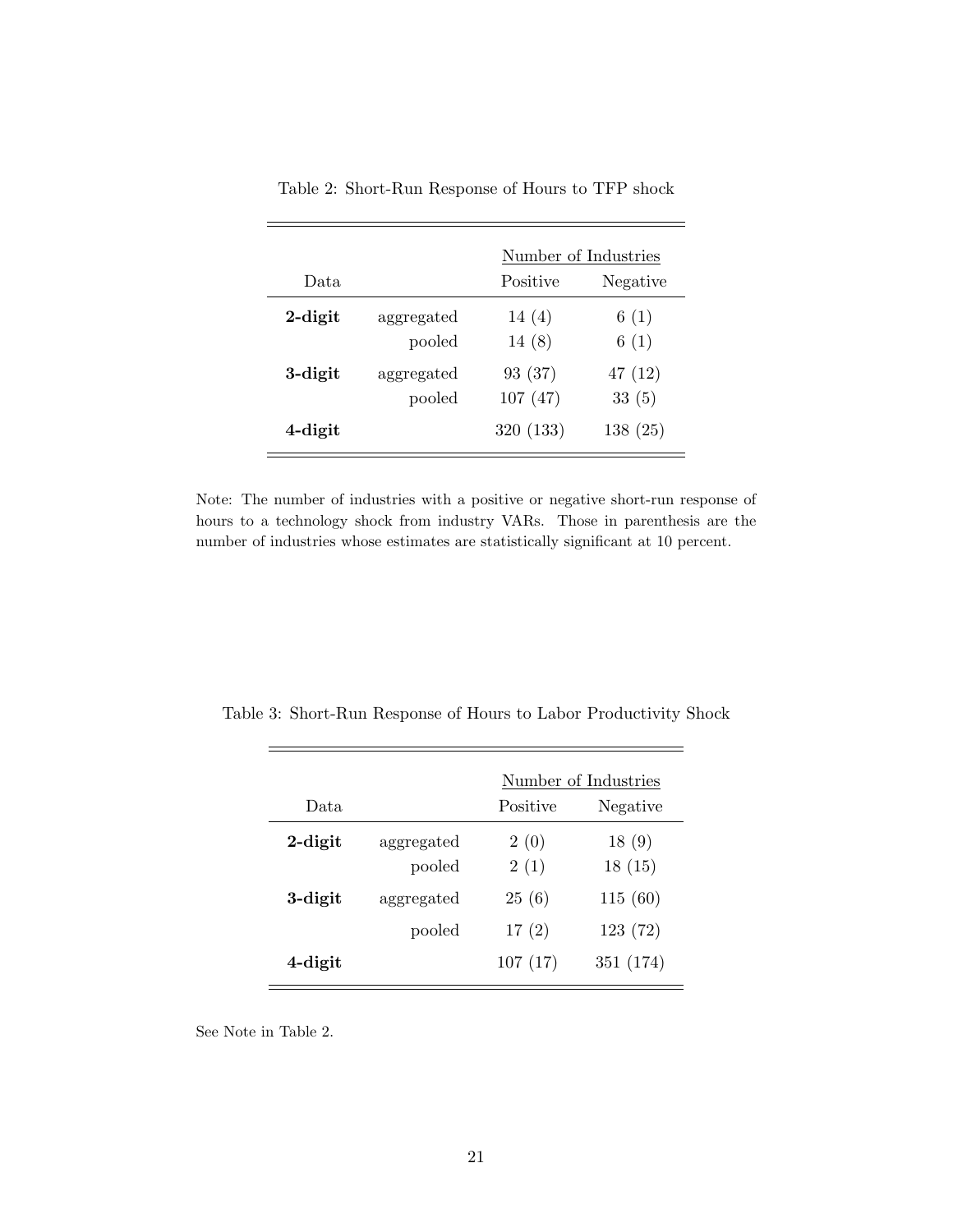Table 2: Short-Run Response of Hours to TFP shock

| Data | | Number of Industries | |
|---|---|---|---|
| | | Positive | Negative |
| **2-digit** | aggregated | 14 (4) | 6 (1) |
| | pooled | 14 (8) | 6 (1) |
| **3-digit** | aggregated | 93 (37) | 47 (12) |
| | pooled | 107 (47) | 33 (5) |
| **4-digit** | | 320 (133) | 138 (25) |

Note: The number of industries with a positive or negative short-run response of hours to a technology shock from industry VARs. Those in parenthesis are the number of industries whose estimates are statistically significant at 10 percent.

Table 3: Short-Run Response of Hours to Labor Productivity Shock

| Data | | Number of Industries | |
|---|---|---|---|
| | | Positive | Negative |
| **2-digit** | aggregated | 2 (0) | 18 (9) |
| | pooled | 2 (1) | 18 (15) |
| **3-digit** | aggregated | 25 (6) | 115 (60) |
| | pooled | 17 (2) | 123 (72) |
| **4-digit** | | 107 (17) | 351 (174) |

See Note in Table 2.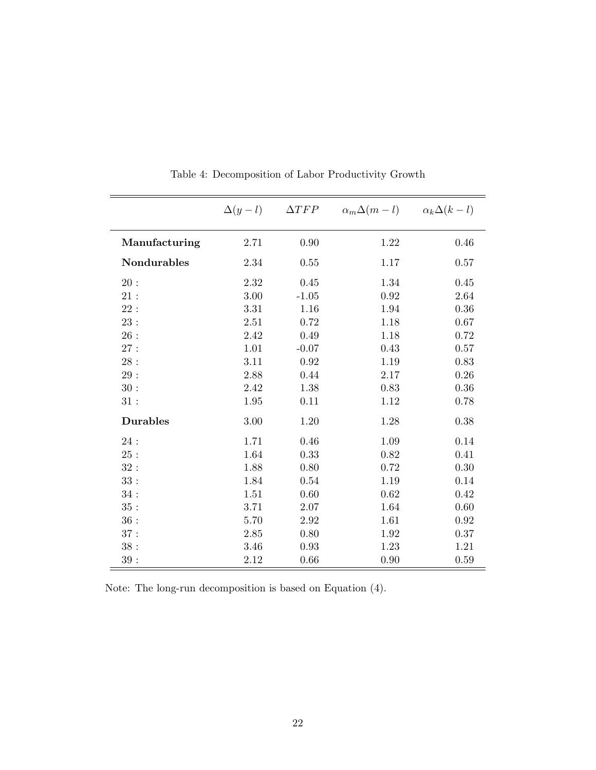Table 4: Decomposition of Labor Productivity Growth

| | $\Delta(y-l)$ | $\Delta TFP$ | $\alpha_m \Delta(m-l)$ | $\alpha_k \Delta(k-l)$ |
|---|---|---|---|---|
| **Manufacturing** | 2.71 | 0.90 | 1.22 | 0.46 |
| **Nondurables** | 2.34 | 0.55 | 1.17 | 0.57 |
| 20 : | 2.32 | 0.45 | 1.34 | 0.45 |
| 21 : | 3.00 | -1.05 | 0.92 | 2.64 |
| 22 : | 3.31 | 1.16 | 1.94 | 0.36 |
| 23 : | 2.51 | 0.72 | 1.18 | 0.67 |
| 26 : | 2.42 | 0.49 | 1.18 | 0.72 |
| 27 : | 1.01 | -0.07 | 0.43 | 0.57 |
| 28 : | 3.11 | 0.92 | 1.19 | 0.83 |
| 29 : | 2.88 | 0.44 | 2.17 | 0.26 |
| 30 : | 2.42 | 1.38 | 0.83 | 0.36 |
| 31 : | 1.95 | 0.11 | 1.12 | 0.78 |
| **Durables** | 3.00 | 1.20 | 1.28 | 0.38 |
| 24 : | 1.71 | 0.46 | 1.09 | 0.14 |
| 25 : | 1.64 | 0.33 | 0.82 | 0.41 |
| 32 : | 1.88 | 0.80 | 0.72 | 0.30 |
| 33 : | 1.84 | 0.54 | 1.19 | 0.14 |
| 34 : | 1.51 | 0.60 | 0.62 | 0.42 |
| 35 : | 3.71 | 2.07 | 1.64 | 0.60 |
| 36 : | 5.70 | 2.92 | 1.61 | 0.92 |
| 37 : | 2.85 | 0.80 | 1.92 | 0.37 |
| 38 : | 3.46 | 0.93 | 1.23 | 1.21 |
| 39 : | 2.12 | 0.66 | 0.90 | 0.59 |

Note: The long-run decomposition is based on Equation (4).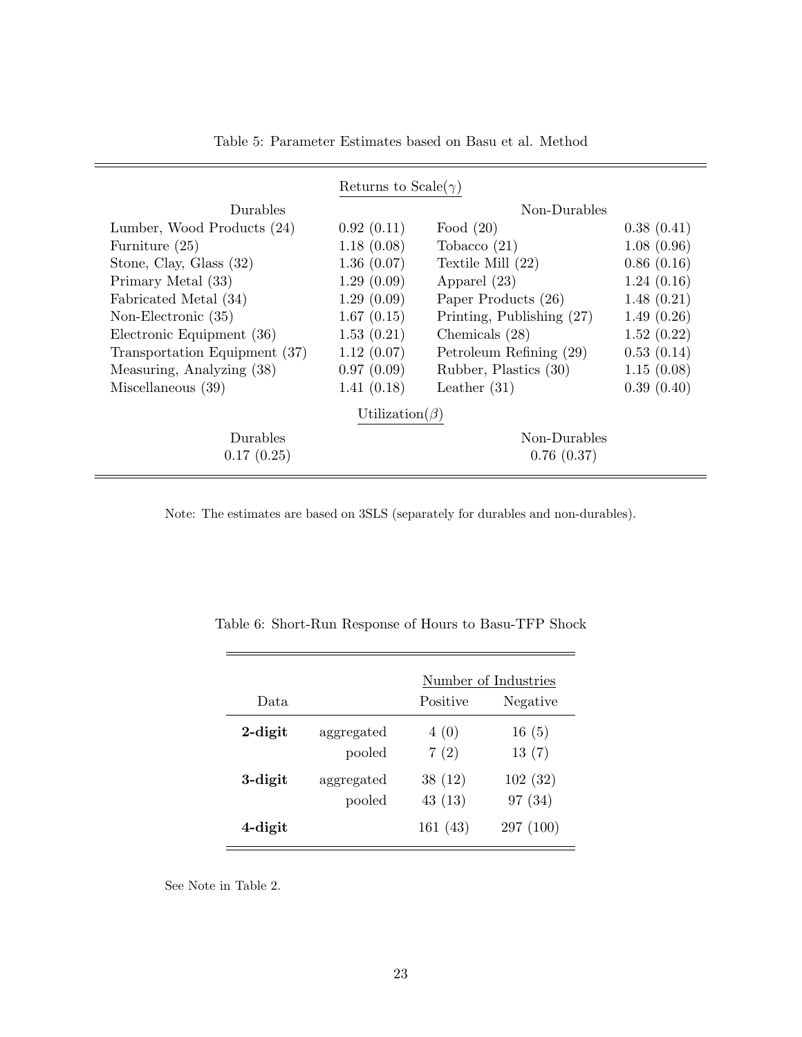Table 5: Parameter Estimates based on Basu et al. Method

| | Returns to Scale($\gamma$) | | |
|---|---|---|---|
| Durables | | Non-Durables | |
| Lumber, Wood Products (24) | 0.92 (0.11) | Food (20) | 0.38 (0.41) |
| Furniture (25) | 1.18 (0.08) | Tobacco (21) | 1.08 (0.96) |
| Stone, Clay, Glass (32) | 1.36 (0.07) | Textile Mill (22) | 0.86 (0.16) |
| Primary Metal (33) | 1.29 (0.09) | Apparel (23) | 1.24 (0.16) |
| Fabricated Metal (34) | 1.29 (0.09) | Paper Products (26) | 1.48 (0.21) |
| Non-Electronic (35) | 1.67 (0.15) | Printing, Publishing (27) | 1.49 (0.26) |
| Electronic Equipment (36) | 1.53 (0.21) | Chemicals (28) | 1.52 (0.22) |
| Transportation Equipment (37) | 1.12 (0.07) | Petroleum Refining (29) | 0.53 (0.14) |
| Measuring, Analyzing (38) | 0.97 (0.09) | Rubber, Plastics (30) | 1.15 (0.08) |
| Miscellaneous (39) | 1.41 (0.18) | Leather (31) | 0.39 (0.40) |
| | Utilization($\beta$) | | |
| Durables | | Non-Durables | |
| 0.17 (0.25) | | 0.76 (0.37) | |

Note: The estimates are based on 3SLS (separately for durables and non-durables).

Table 6: Short-Run Response of Hours to Basu-TFP Shock

| | | Number of Industries | |
|---|---|---|---|
| Data | | Positive | Negative |
| **2-digit** | aggregated | 4 (0) | 16 (5) |
| | pooled | 7 (2) | 13 (7) |
| **3-digit** | aggregated | 38 (12) | 102 (32) |
| | pooled | 43 (13) | 97 (34) |
| **4-digit** | | 161 (43) | 297 (100) |

See Note in Table 2.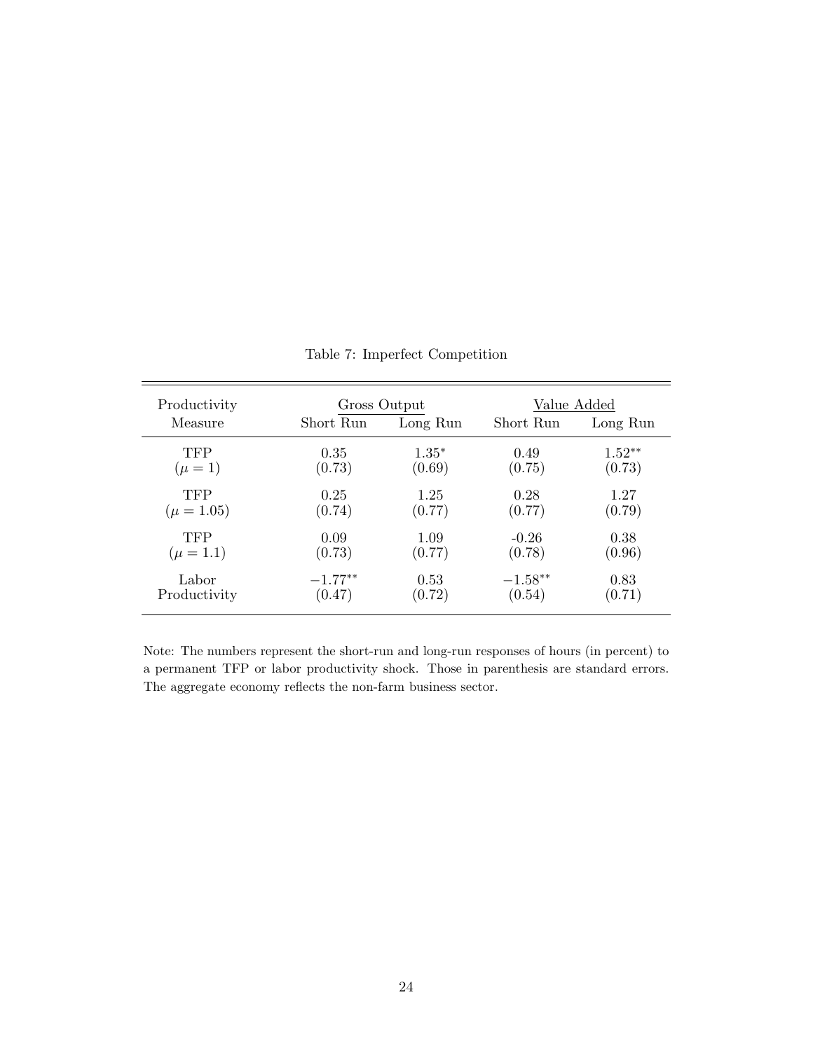Table 7: Imperfect Competition

| Productivity Measure | Gross Output | | Value Added | |
|---|---|---|---|---|
| | Short Run | Long Run | Short Run | Long Run |
| TFP ($\mu = 1$) | 0.35 (0.73) | $1.35^{*}$ (0.69) | 0.49 (0.75) | $1.52^{**}$ (0.73) |
| TFP ($\mu = 1.05$) | 0.25 (0.74) | 1.25 (0.77) | 0.28 (0.77) | 1.27 (0.79) |
| TFP ($\mu = 1.1$) | 0.09 (0.73) | 1.09 (0.77) | -0.26 (0.78) | 0.38 (0.96) |
| Labor Productivity | $-1.77^{**}$ (0.47) | 0.53 (0.72) | $-1.58^{**}$ (0.54) | 0.83 (0.71) |

Note: The numbers represent the short-run and long-run responses of hours (in percent) to a permanent TFP or labor productivity shock. Those in parenthesis are standard errors. The aggregate economy reflects the non-farm business sector.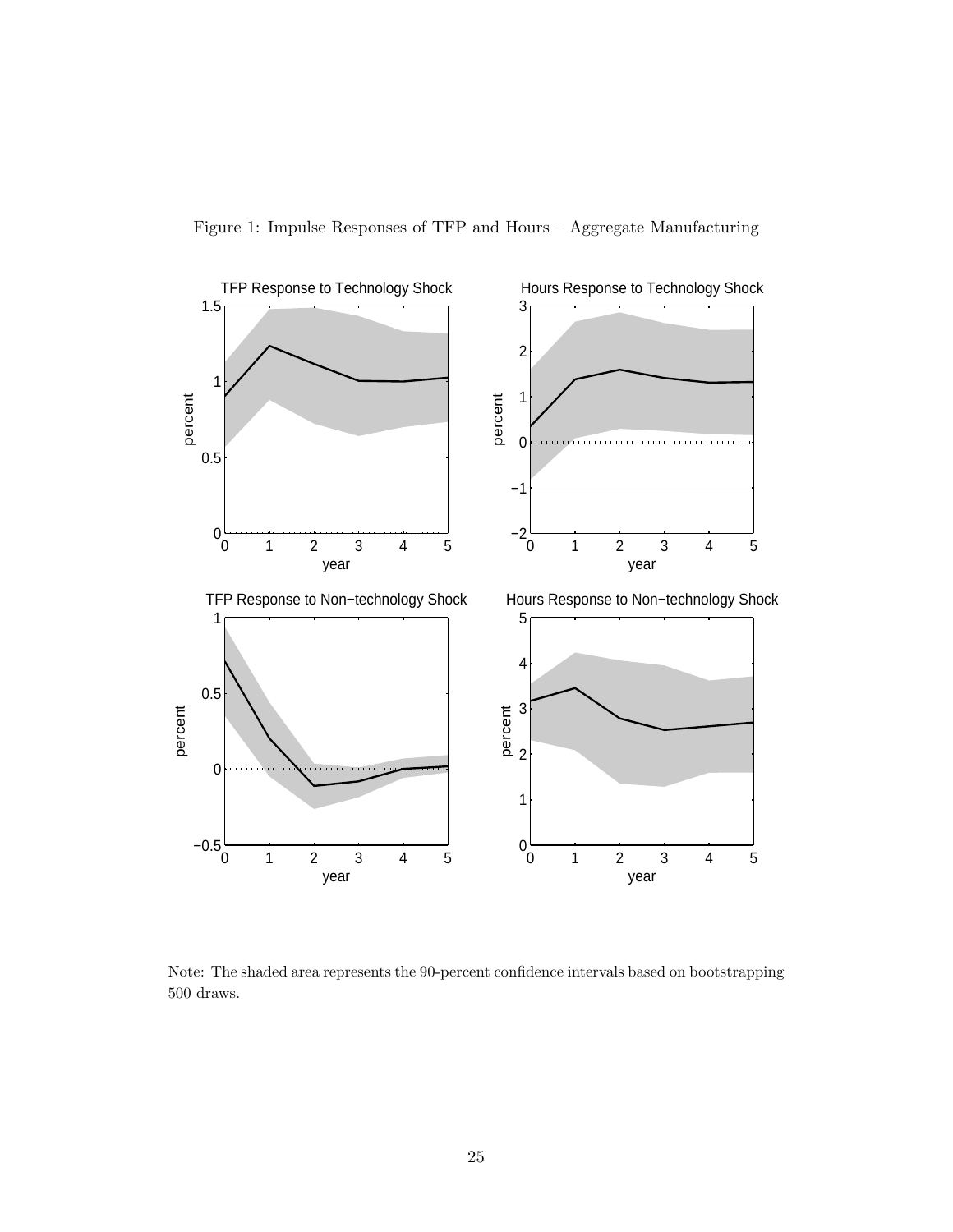Figure 1: Impulse Responses of TFP and Hours – Aggregate Manufacturing

Note: The shaded area represents the 90-percent confidence intervals based on bootstrapping 500 draws.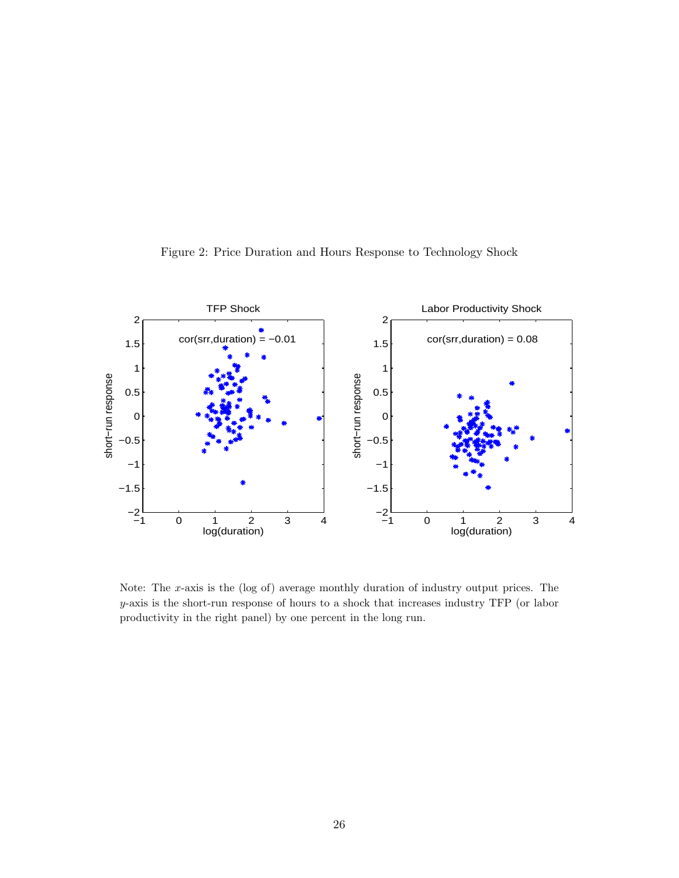Figure 2: Price Duration and Hours Response to Technology Shock

Note: The $x$-axis is the (log of) average monthly duration of industry output prices. The $y$-axis is the short-run response of hours to a shock that increases industry TFP (or labor productivity in the right panel) by one percent in the long run.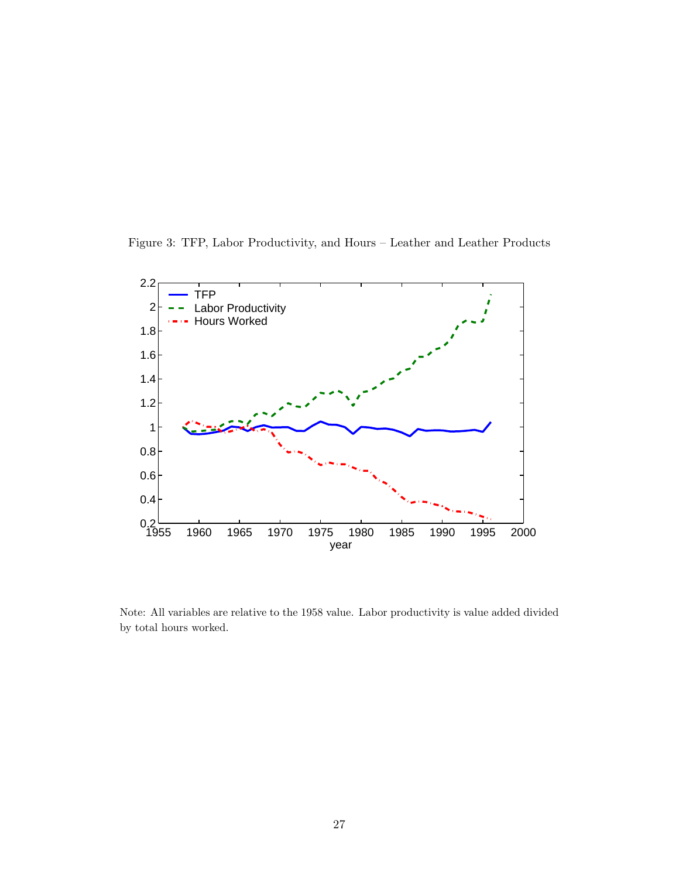Figure 3: TFP, Labor Productivity, and Hours – Leather and Leather Products

Note: All variables are relative to the 1958 value. Labor productivity is value added divided by total hours worked.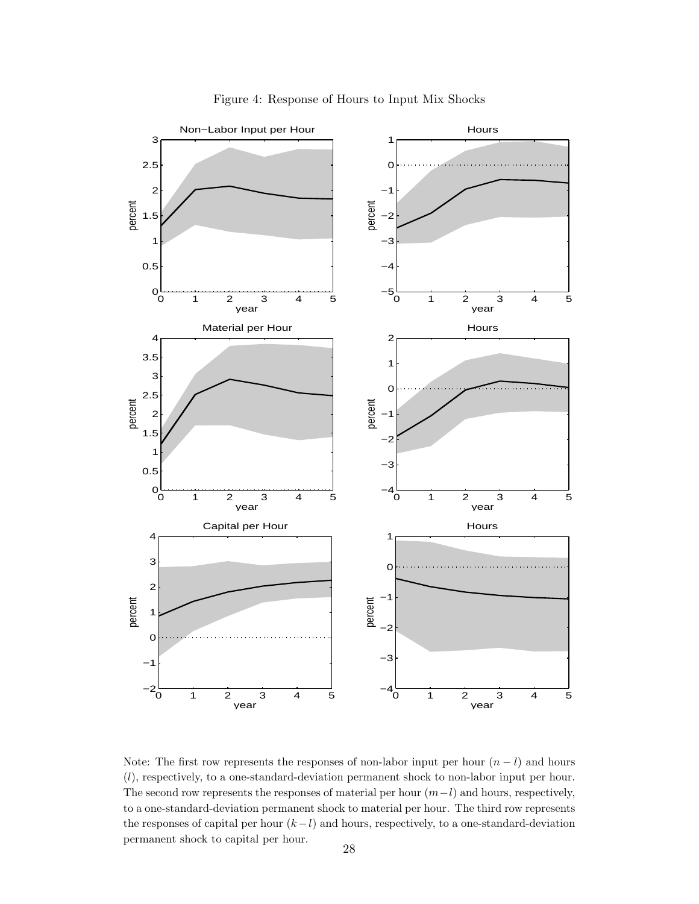Figure 4: Response of Hours to Input Mix Shocks

Note: The first row represents the responses of non-labor input per hour $(n - l)$ and hours $(l)$, respectively, to a one-standard-deviation permanent shock to non-labor input per hour. The second row represents the responses of material per hour $(m - l)$ and hours, respectively, to a one-standard-deviation permanent shock to material per hour. The third row represents the responses of capital per hour $(k - l)$ and hours, respectively, to a one-standard-deviation permanent shock to capital per hour.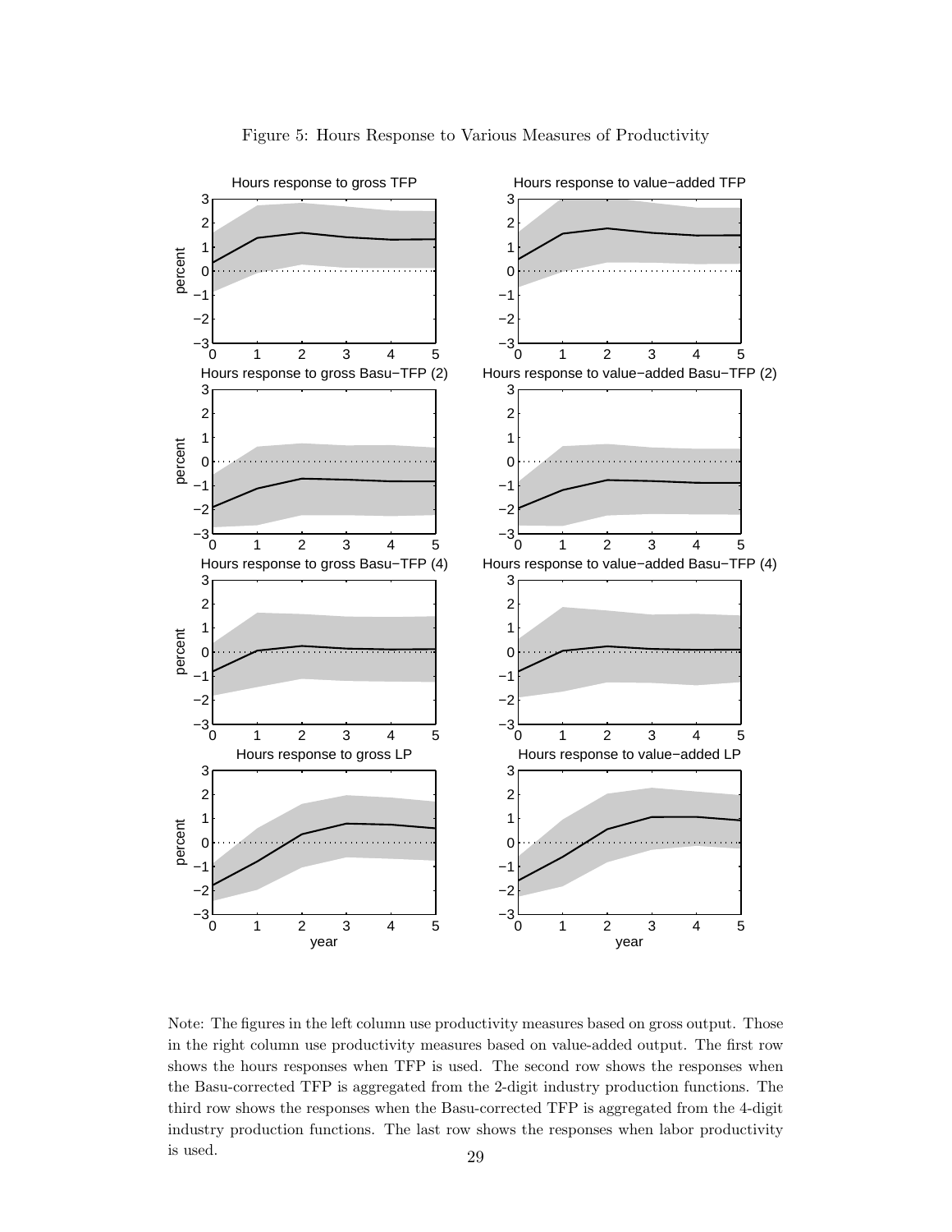Figure 5: Hours Response to Various Measures of Productivity

Note: The figures in the left column use productivity measures based on gross output. Those in the right column use productivity measures based on value-added output. The first row shows the hours responses when TFP is used. The second row shows the responses when the Basu-corrected TFP is aggregated from the 2-digit industry production functions. The third row shows the responses when the Basu-corrected TFP is aggregated from the 4-digit industry production functions. The last row shows the responses when labor productivity is used.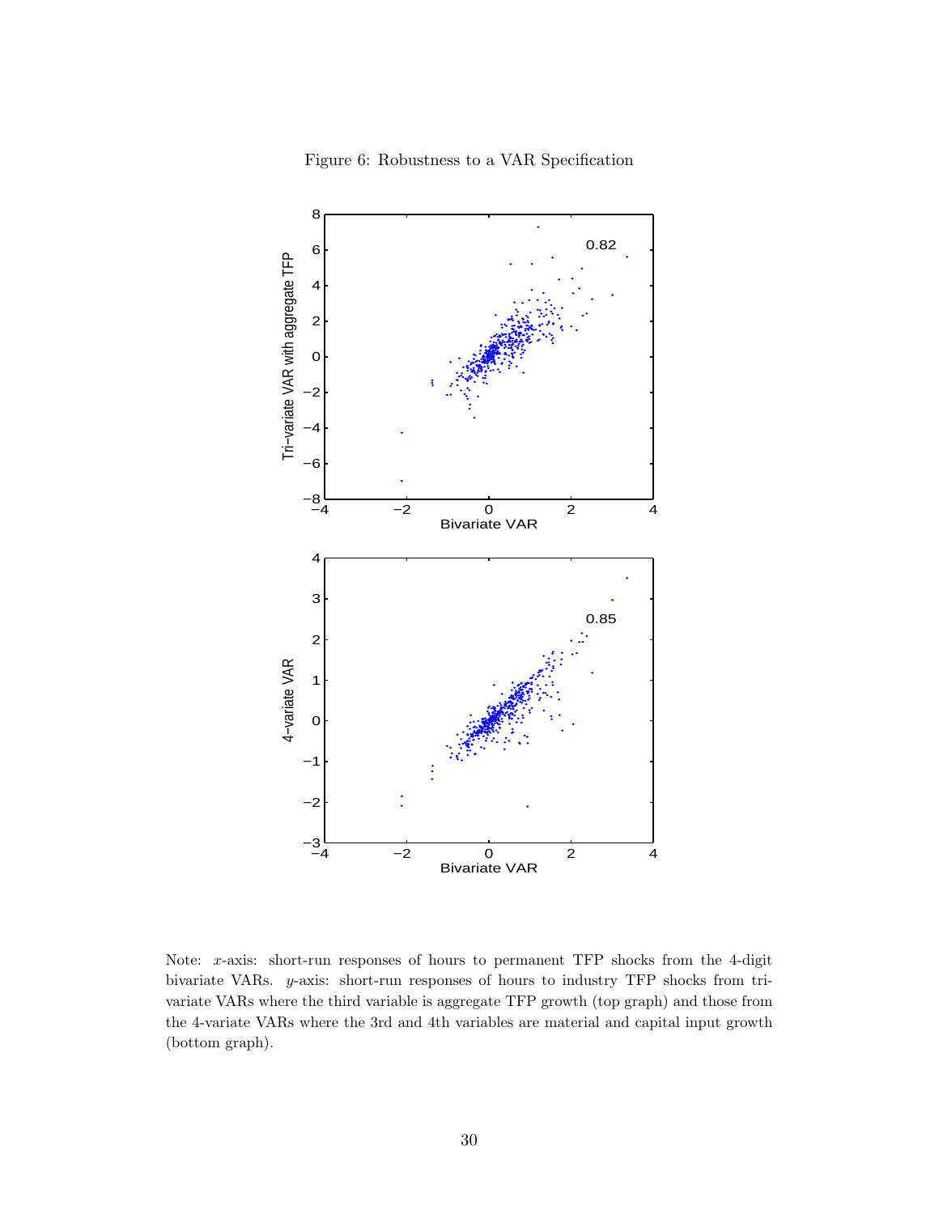Figure 6: Robustness to a VAR Specification

Note: $x$-axis: short-run responses of hours to permanent TFP shocks from the 4-digit bivariate VARs. $y$-axis: short-run responses of hours to industry TFP shocks from tri-variate VARs where the third variable is aggregate TFP growth (top graph) and those from the 4-variate VARs where the 3rd and 4th variables are material and capital input growth (bottom graph).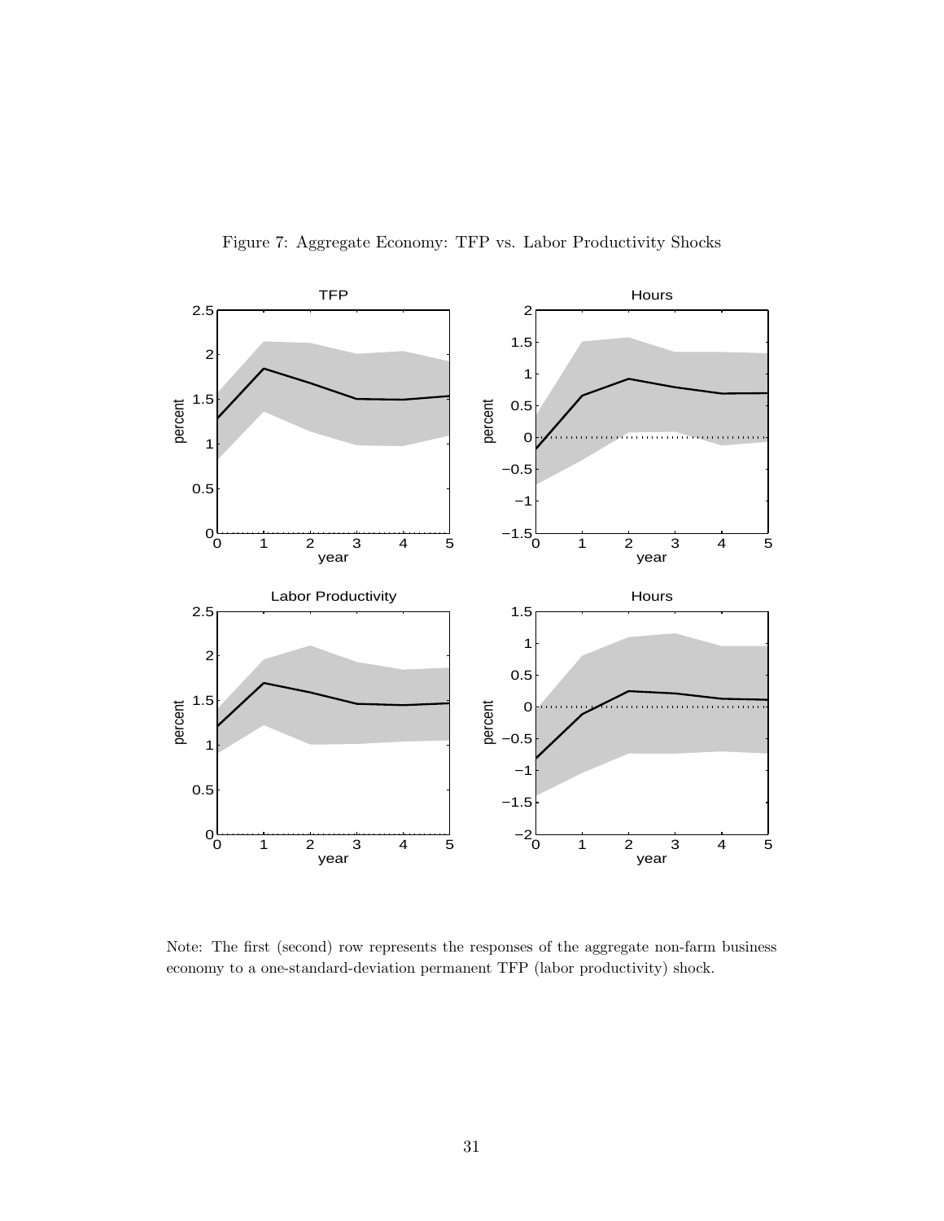Figure 7: Aggregate Economy: TFP vs. Labor Productivity Shocks

TFP

percent

2.5
2
1.5
1
0.5
0

0 1 2 3 4 5

year

Hours

percent

2
1.5
1
0.5
0
−0.5
−1
−1.5

0 1 2 3 4 5

year

Labor Productivity

percent

2.5
2
1.5
1
0.5
0

0 1 2 3 4 5

year

Hours

percent

1.5
1
0.5
0
−0.5
−1
−1.5
−2

0 1 2 3 4 5

year

Note: The first (second) row represents the responses of the aggregate non-farm business economy to a one-standard-deviation permanent TFP (labor productivity) shock.